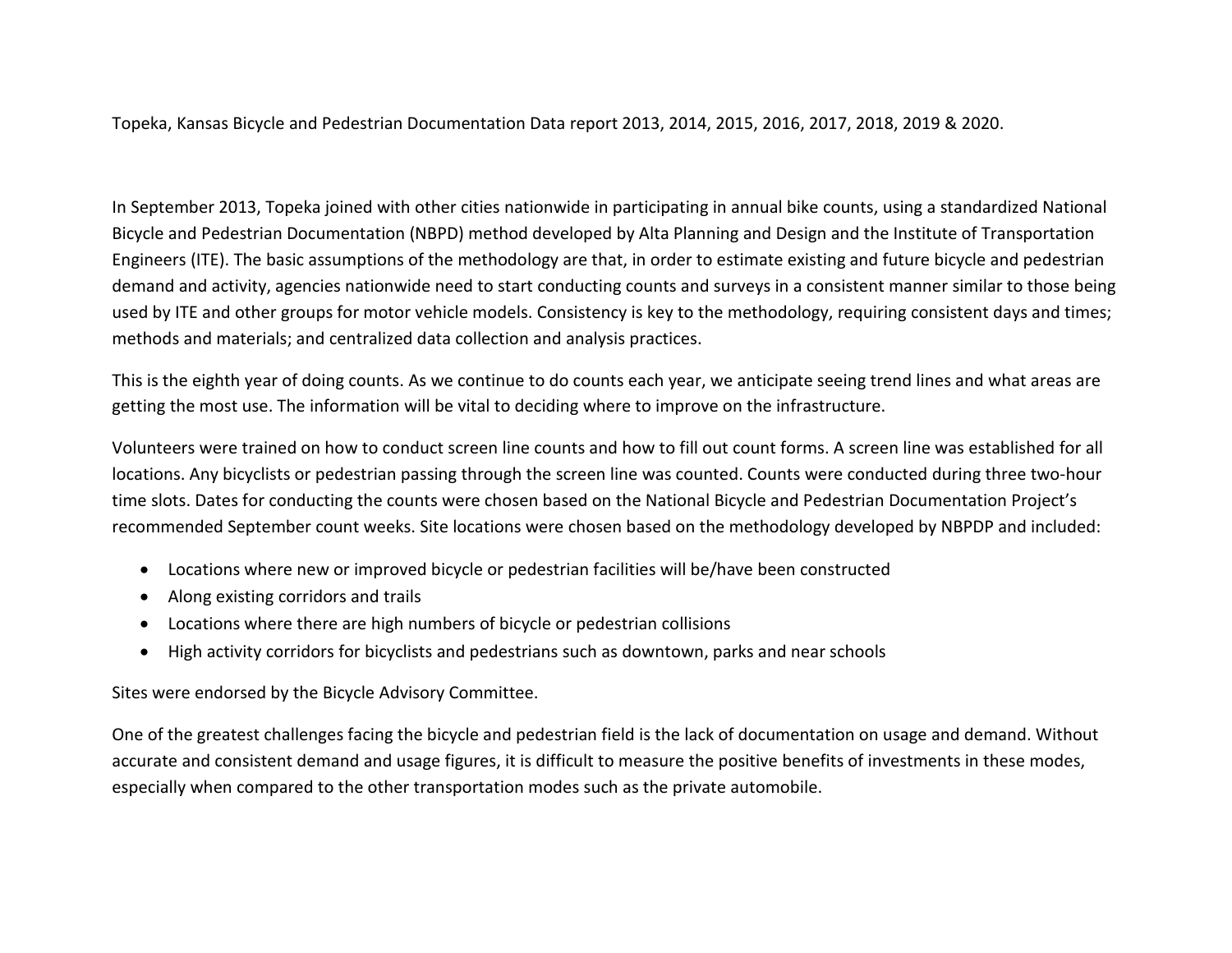Topeka, Kansas Bicycle and Pedestrian Documentation Data report 2013, 2014, 2015, 2016, 2017, 2018, 2019 & 2020.

In September 2013, Topeka joined with other cities nationwide in participating in annual bike counts, using a standardized National Bicycle and Pedestrian Documentation (NBPD) method developed by Alta Planning and Design and the Institute of Transportation Engineers (ITE). The basic assumptions of the methodology are that, in order to estimate existing and future bicycle and pedestrian demand and activity, agencies nationwide need to start conducting counts and surveys in a consistent manner similar to those being used by ITE and other groups for motor vehicle models. Consistency is key to the methodology, requiring consistent days and times; methods and materials; and centralized data collection and analysis practices.

This is the eighth year of doing counts. As we continue to do counts each year, we anticipate seeing trend lines and what areas are getting the most use. The information will be vital to deciding where to improve on the infrastructure.

Volunteers were trained on how to conduct screen line counts and how to fill out count forms. A screen line was established for all locations. Any bicyclists or pedestrian passing through the screen line was counted. Counts were conducted during three two-hour time slots. Dates for conducting the counts were chosen based on the National Bicycle and Pedestrian Documentation Project's recommended September count weeks. Site locations were chosen based on the methodology developed by NBPDP and included:

- Locations where new or improved bicycle or pedestrian facilities will be/have been constructed
- Along existing corridors and trails
- Locations where there are high numbers of bicycle or pedestrian collisions
- High activity corridors for bicyclists and pedestrians such as downtown, parks and near schools

Sites were endorsed by the Bicycle Advisory Committee.

One of the greatest challenges facing the bicycle and pedestrian field is the lack of documentation on usage and demand. Without accurate and consistent demand and usage figures, it is difficult to measure the positive benefits of investments in these modes, especially when compared to the other transportation modes such as the private automobile.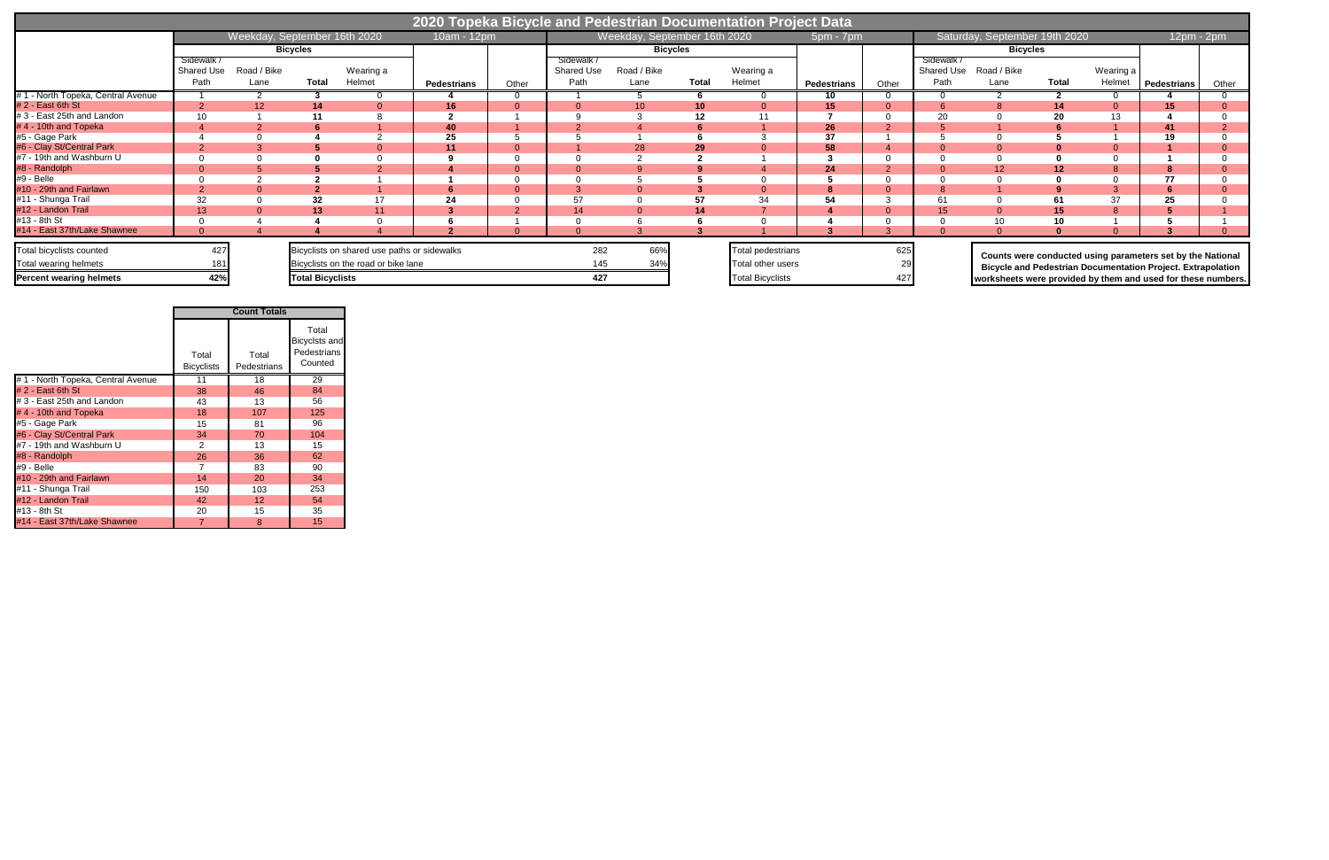# 2020 Topeka Bicycle and Pedestrian Documentation Project Data

| | Weekday, September 16th 2020 | | | | 10am - 12pm | | Weekday, September 16th 2020 | | | | 5pm - 7pm | | Saturday, September 19th 2020 | | | | 12pm - 2pm | |
|---|---|---|---|---|---|---|---|---|---|---|---|---|---|---|---|---|---|---|
| | Bicycles | | | | | | Bicycles | | | | | | Bicycles | | | | | |
| | Sidewalk / Shared Use Path | Road / Bike Lane | Total | Wearing a Helmet | Pedestrians | Other | Sidewalk / Shared Use Path | Road / Bike Lane | Total | Wearing a Helmet | Pedestrians | Other | Sidewalk / Shared Use Path | Road / Bike Lane | Total | Wearing a Helmet | Pedestrians | Other |
| # 1 - North Topeka, Central Avenue | 1 | 2 | **3** | 0 | **4** | 0 | 1 | 5 | **6** | 0 | **10** | 0 | 0 | 2 | **2** | 0 | **4** | 0 |
| # 2 - East 6th St | 2 | 12 | **14** | 0 | **16** | 0 | 0 | 10 | **10** | 0 | **15** | 0 | 6 | 8 | **14** | 0 | **15** | 0 |
| # 3 - East 25th and Landon | 10 | 1 | **11** | 8 | **2** | 1 | 9 | 3 | **12** | 11 | **7** | 0 | 20 | 0 | **20** | 13 | **4** | 0 |
| # 4 - 10th and Topeka | 4 | 2 | **6** | 1 | **40** | 1 | 2 | 4 | **6** | 1 | **26** | 2 | 5 | 1 | **6** | 1 | **41** | 2 |
| #5 - Gage Park | 4 | 0 | **4** | 2 | **25** | 5 | 5 | 1 | **6** | 3 | **37** | 1 | 5 | 0 | **5** | 1 | **19** | 0 |
| #6 - Clay St/Central Park | 2 | 3 | **5** | 0 | **11** | 0 | 1 | 28 | **29** | 0 | **58** | 4 | 0 | 0 | **0** | 0 | **1** | 0 |
| #7 - 19th and Washburn U | 0 | 0 | **0** | 0 | **9** | 0 | 0 | 2 | **2** | 1 | **3** | 0 | 0 | 0 | **0** | 0 | **1** | 0 |
| #8 - Randolph | 0 | 5 | **5** | 2 | **4** | 0 | 0 | 9 | **9** | 4 | **24** | 2 | 0 | 12 | **12** | 8 | **8** | 0 |
| #9 - Belle | 0 | 2 | **2** | 1 | **1** | 0 | 0 | 5 | **5** | 0 | **5** | 0 | 0 | 0 | **0** | 0 | **77** | 0 |
| #10 - 29th and Fairlawn | 2 | 0 | **2** | 1 | **6** | 0 | 3 | 0 | **3** | 0 | **8** | 0 | 8 | 1 | **9** | 3 | **6** | 0 |
| #11 - Shunga Trail | 32 | 0 | **32** | 17 | **24** | 0 | 57 | 0 | **57** | 34 | **54** | 3 | 61 | 0 | **61** | 37 | **25** | 0 |
| #12 - Landon Trail | 13 | 0 | **13** | 11 | **3** | 2 | 14 | 0 | **14** | 7 | **4** | 0 | 15 | 0 | **15** | 8 | **5** | 1 |
| #13 - 8th St | 0 | 4 | **4** | 0 | **6** | 1 | 0 | 6 | **6** | 0 | **4** | 0 | 0 | 10 | **10** | 1 | **5** | 1 |
| #14 - East 37th/Lake Shawnee | 0 | 4 | **4** | 4 | **2** | 0 | 0 | 3 | **3** | 1 | **3** | 3 | 0 | 0 | **0** | 0 | **3** | 0 |

| | |
|---|---|
| Total bicyclists counted | 427 |
| Total wearing helmets | 181 |
| **Percent wearing helmets** | **42%** |

| | | |
|---|---|---|
| Bicyclists on shared use paths or sidewalks | 282 | 66% |
| Bicyclists on the road or bike lane | 145 | 34% |
| **Total Bicyclists** | **427** | |

| | |
|---|---|
| Total pedestrians | 625 |
| Total other users | 29 |
| Total Bicyclists | 427 |

**Counts were conducted using parameters set by the National Bicycle and Pedestrian Documentation Project. Extrapolation worksheets were provided by them and used for these numbers.**

| | Count Totals | | |
|---|---|---|---|
| | Total Bicyclists | Total Pedestrians | Total Bicyclsts and Pedestrians Counted |
| # 1 - North Topeka, Central Avenue | 11 | 18 | 29 |
| # 2 - East 6th St | 38 | 46 | 84 |
| # 3 - East 25th and Landon | 43 | 13 | 56 |
| # 4 - 10th and Topeka | 18 | 107 | 125 |
| #5 - Gage Park | 15 | 81 | 96 |
| #6 - Clay St/Central Park | 34 | 70 | 104 |
| #7 - 19th and Washburn U | 2 | 13 | 15 |
| #8 - Randolph | 26 | 36 | 62 |
| #9 - Belle | 7 | 83 | 90 |
| #10 - 29th and Fairlawn | 14 | 20 | 34 |
| #11 - Shunga Trail | 150 | 103 | 253 |
| #12 - Landon Trail | 42 | 12 | 54 |
| #13 - 8th St | 20 | 15 | 35 |
| #14 - East 37th/Lake Shawnee | 7 | 8 | 15 |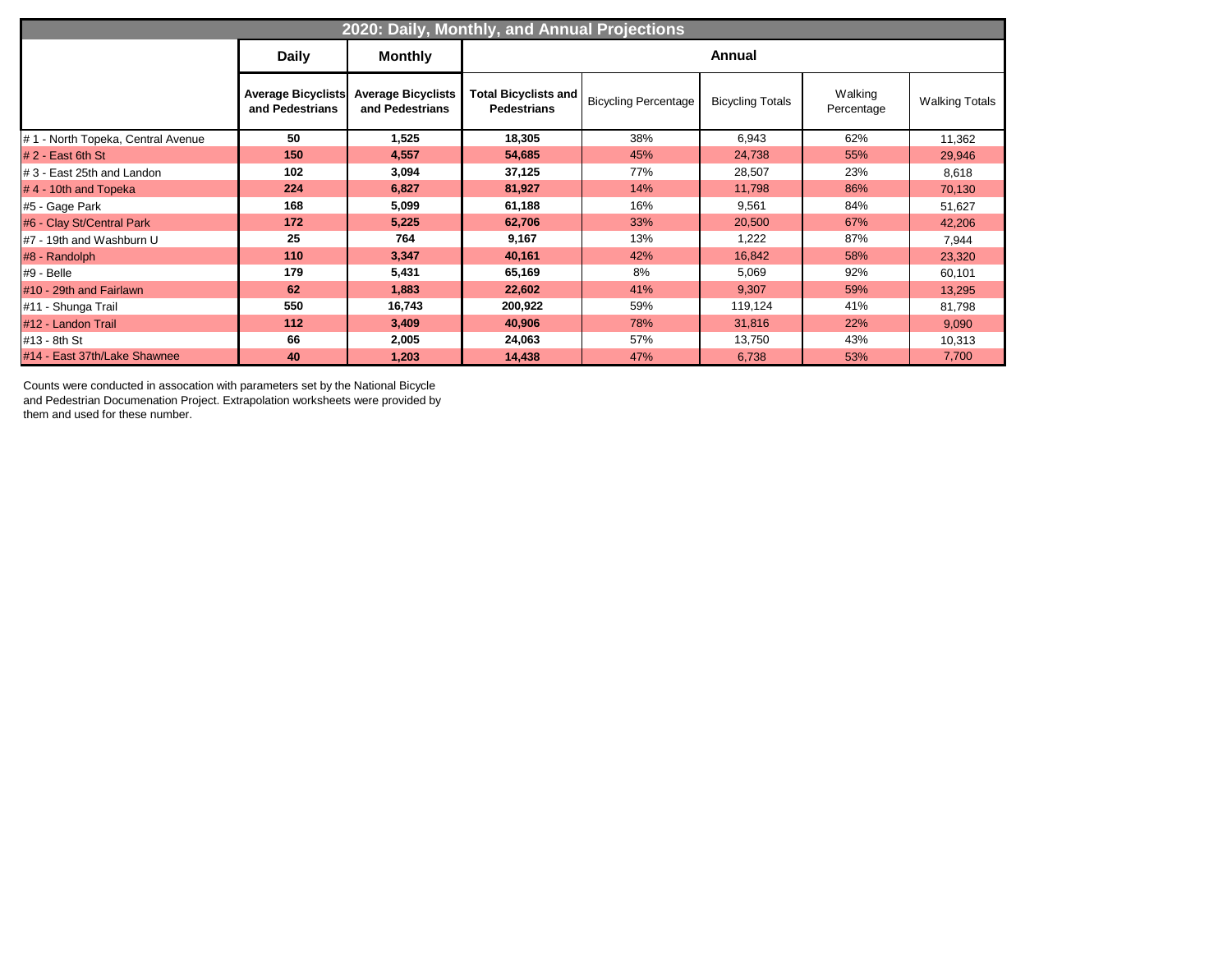| 2020: Daily, Monthly, and Annual Projections | | | | | | | |
|---|---|---|---|---|---|---|---|
| | **Daily** | **Monthly** | **Annual** | | | | |
| | **Average Bicyclists and Pedestrians** | **Average Bicyclists and Pedestrians** | **Total Bicyclists and Pedestrians** | Bicycling Percentage | Bicycling Totals | Walking Percentage | Walking Totals |
| # 1 - North Topeka, Central Avenue | **50** | **1,525** | **18,305** | 38% | 6,943 | 62% | 11,362 |
| # 2 - East 6th St | **150** | **4,557** | **54,685** | 45% | 24,738 | 55% | 29,946 |
| # 3 - East 25th and Landon | **102** | **3,094** | **37,125** | 77% | 28,507 | 23% | 8,618 |
| # 4 - 10th and Topeka | **224** | **6,827** | **81,927** | 14% | 11,798 | 86% | 70,130 |
| #5 - Gage Park | **168** | **5,099** | **61,188** | 16% | 9,561 | 84% | 51,627 |
| #6 - Clay St/Central Park | **172** | **5,225** | **62,706** | 33% | 20,500 | 67% | 42,206 |
| #7 - 19th and Washburn U | **25** | **764** | **9,167** | 13% | 1,222 | 87% | 7,944 |
| #8 - Randolph | **110** | **3,347** | **40,161** | 42% | 16,842 | 58% | 23,320 |
| #9 - Belle | **179** | **5,431** | **65,169** | 8% | 5,069 | 92% | 60,101 |
| #10 - 29th and Fairlawn | **62** | **1,883** | **22,602** | 41% | 9,307 | 59% | 13,295 |
| #11 - Shunga Trail | **550** | **16,743** | **200,922** | 59% | 119,124 | 41% | 81,798 |
| #12 - Landon Trail | **112** | **3,409** | **40,906** | 78% | 31,816 | 22% | 9,090 |
| #13 - 8th St | **66** | **2,005** | **24,063** | 57% | 13,750 | 43% | 10,313 |
| #14 - East 37th/Lake Shawnee | **40** | **1,203** | **14,438** | 47% | 6,738 | 53% | 7,700 |

Counts were conducted in assocation with parameters set by the National Bicycle and Pedestrian Documenation Project. Extrapolation worksheets were provided by them and used for these number.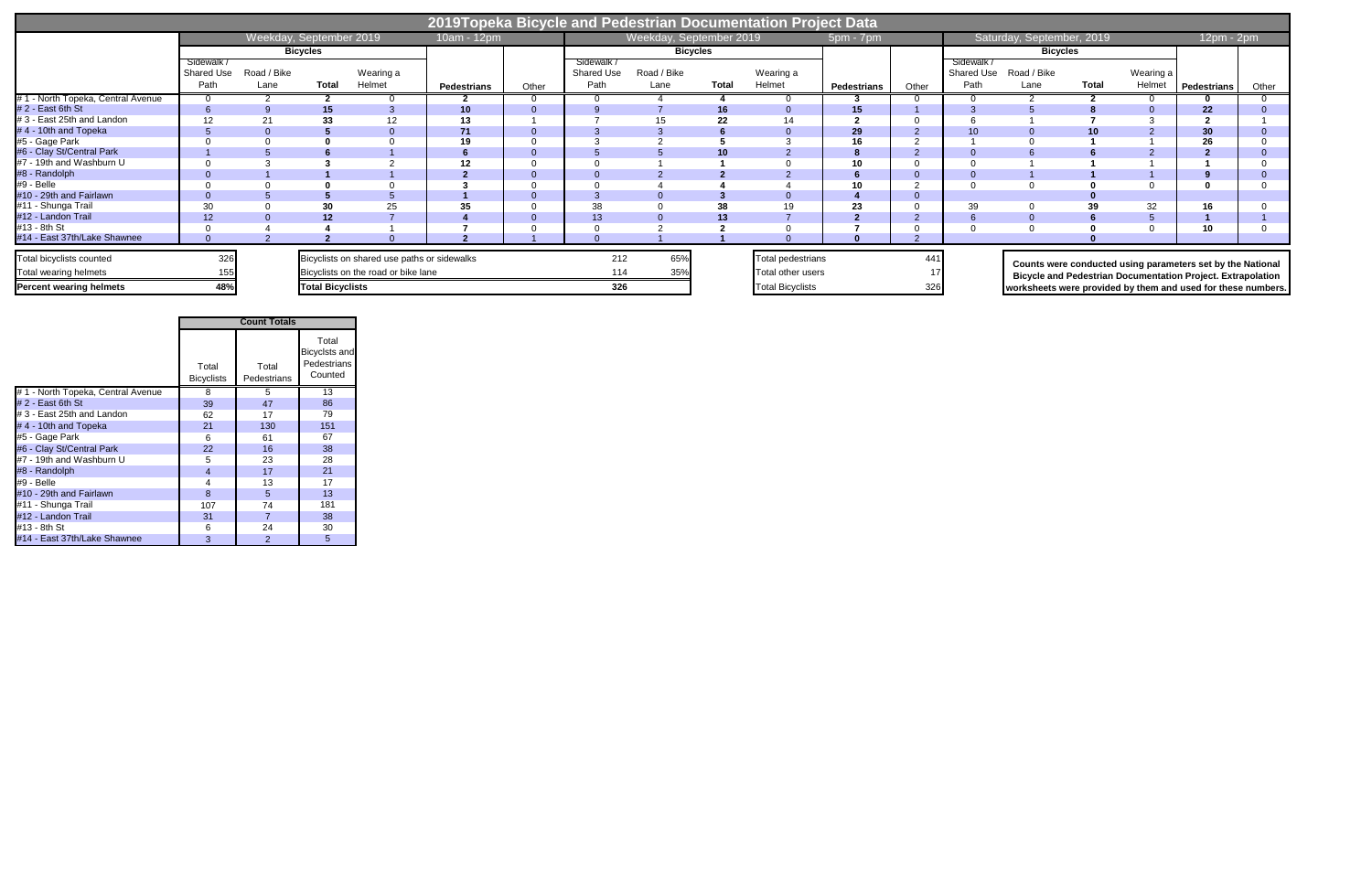# 2019Topeka Bicycle and Pedestrian Documentation Project Data

| | Weekday, September 2019 | | | | 10am - 12pm | | Weekday, September 2019 | | | | 5pm - 7pm | | Saturday, September, 2019 | | | | 12pm - 2pm | |
|---|---|---|---|---|---|---|---|---|---|---|---|---|---|---|---|---|---|---|
| | Bicycles | | | | | | Bicycles | | | | | | Bicycles | | | | | |
| | Sidewalk / Shared Use Path | Road / Bike Lane | Total | Wearing a Helmet | Pedestrians | Other | Sidewalk / Shared Use Path | Road / Bike Lane | Total | Wearing a Helmet | Pedestrians | Other | Sidewalk / Shared Use Path | Road / Bike Lane | Total | Wearing a Helmet | Pedestrians | Other |
| # 1 - North Topeka, Central Avenue | 0 | 2 | 2 | 0 | 2 | 0 | 0 | 4 | 4 | 0 | 3 | 0 | 0 | 2 | 2 | 0 | 0 | 0 |
| # 2 - East 6th St | 6 | 9 | 15 | 3 | 10 | 0 | 9 | 7 | 16 | 0 | 15 | 1 | 3 | 5 | 8 | 0 | 22 | 0 |
| # 3 - East 25th and Landon | 12 | 21 | 33 | 12 | 13 | 1 | 7 | 15 | 22 | 14 | 2 | 0 | 6 | 1 | 7 | 3 | 2 | 1 |
| # 4 - 10th and Topeka | 5 | 0 | 5 | 0 | 71 | 0 | 3 | 3 | 6 | 0 | 29 | 2 | 10 | 0 | 10 | 2 | 30 | 0 |
| #5 - Gage Park | 0 | 0 | 0 | 0 | 19 | 0 | 3 | 2 | 5 | 3 | 16 | 2 | 1 | 0 | 1 | 1 | 26 | 0 |
| #6 - Clay St/Central Park | 1 | 5 | 6 | 1 | 6 | 0 | 5 | 5 | 10 | 2 | 8 | 2 | 0 | 6 | 6 | 2 | 2 | 0 |
| #7 - 19th and Washburn U | 0 | 3 | 3 | 2 | 12 | 0 | 0 | 1 | 1 | 0 | 10 | 0 | 0 | 1 | 1 | 1 | 1 | 0 |
| #8 - Randolph | 0 | 1 | 1 | 1 | 2 | 0 | 0 | 2 | 2 | 2 | 6 | 0 | 0 | 1 | 1 | 1 | 9 | 0 |
| #9 - Belle | 0 | 0 | 0 | 0 | 3 | 0 | 0 | 4 | 4 | 4 | 10 | 2 | 0 | 0 | 0 | 0 | 0 | 0 |
| #10 - 29th and Fairlawn | 0 | 5 | 5 | 5 | 1 | 0 | 3 | 0 | 3 | 0 | 4 | 0 | | | 0 | | | |
| #11 - Shunga Trail | 30 | 0 | 30 | 25 | 35 | 0 | 38 | 0 | 38 | 19 | 23 | 0 | 39 | 0 | 39 | 32 | 16 | 0 |
| #12 - Landon Trail | 12 | 0 | 12 | 7 | 4 | 0 | 13 | 0 | 13 | 7 | 2 | 2 | 6 | 0 | 6 | 5 | 1 | 1 |
| #13 - 8th St | 0 | 4 | 4 | 1 | 7 | 0 | 0 | 2 | 2 | 0 | 7 | 0 | 0 | 0 | 0 | 0 | 10 | 0 |
| #14 - East 37th/Lake Shawnee | 0 | 2 | 2 | 0 | 2 | 1 | 0 | 1 | 1 | 0 | 0 | 2 | | | 0 | | | |

| | |
|---|---|
| Total bicyclists counted | 326 |
| Total wearing helmets | 155 |
| **Percent wearing helmets** | **48%** |

| | | |
|---|---|---|
| Bicyclists on shared use paths or sidewalks | 212 | 65% |
| Bicyclists on the road or bike lane | 114 | 35% |
| **Total Bicyclists** | **326** | |

| | |
|---|---|
| Total pedestrians | 441 |
| Total other users | 17 |
| Total Bicyclists | 326 |

**Counts were conducted using parameters set by the National Bicycle and Pedestrian Documentation Project. Extrapolation worksheets were provided by them and used for these numbers.**

| | Count Totals | | |
|---|---|---|---|
| | Total Bicyclists | Total Pedestrians | Total Bicyclsts and Pedestrians Counted |
| # 1 - North Topeka, Central Avenue | 8 | 5 | 13 |
| # 2 - East 6th St | 39 | 47 | 86 |
| # 3 - East 25th and Landon | 62 | 17 | 79 |
| # 4 - 10th and Topeka | 21 | 130 | 151 |
| #5 - Gage Park | 6 | 61 | 67 |
| #6 - Clay St/Central Park | 22 | 16 | 38 |
| #7 - 19th and Washburn U | 5 | 23 | 28 |
| #8 - Randolph | 4 | 17 | 21 |
| #9 - Belle | 4 | 13 | 17 |
| #10 - 29th and Fairlawn | 8 | 5 | 13 |
| #11 - Shunga Trail | 107 | 74 | 181 |
| #12 - Landon Trail | 31 | 7 | 38 |
| #13 - 8th St | 6 | 24 | 30 |
| #14 - East 37th/Lake Shawnee | 3 | 2 | 5 |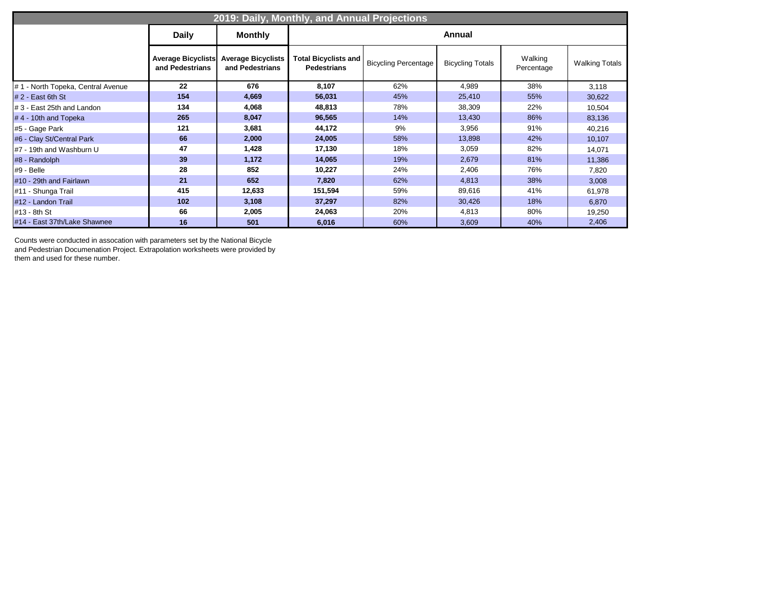| 2019: Daily, Monthly, and Annual Projections | | | | | | | |
|---|---|---|---|---|---|---|---|
| | **Daily** | **Monthly** | **Annual** | | | | |
| | **Average Bicyclists and Pedestrians** | **Average Bicyclists and Pedestrians** | **Total Bicyclists and Pedestrians** | Bicycling Percentage | Bicycling Totals | Walking Percentage | Walking Totals |
| # 1 - North Topeka, Central Avenue | **22** | **676** | **8,107** | 62% | 4,989 | 38% | 3,118 |
| # 2 - East 6th St | **154** | **4,669** | **56,031** | 45% | 25,410 | 55% | 30,622 |
| # 3 - East 25th and Landon | **134** | **4,068** | **48,813** | 78% | 38,309 | 22% | 10,504 |
| # 4 - 10th and Topeka | **265** | **8,047** | **96,565** | 14% | 13,430 | 86% | 83,136 |
| #5 - Gage Park | **121** | **3,681** | **44,172** | 9% | 3,956 | 91% | 40,216 |
| #6 - Clay St/Central Park | **66** | **2,000** | **24,005** | 58% | 13,898 | 42% | 10,107 |
| #7 - 19th and Washburn U | **47** | **1,428** | **17,130** | 18% | 3,059 | 82% | 14,071 |
| #8 - Randolph | **39** | **1,172** | **14,065** | 19% | 2,679 | 81% | 11,386 |
| #9 - Belle | **28** | **852** | **10,227** | 24% | 2,406 | 76% | 7,820 |
| #10 - 29th and Fairlawn | **21** | **652** | **7,820** | 62% | 4,813 | 38% | 3,008 |
| #11 - Shunga Trail | **415** | **12,633** | **151,594** | 59% | 89,616 | 41% | 61,978 |
| #12 - Landon Trail | **102** | **3,108** | **37,297** | 82% | 30,426 | 18% | 6,870 |
| #13 - 8th St | **66** | **2,005** | **24,063** | 20% | 4,813 | 80% | 19,250 |
| #14 - East 37th/Lake Shawnee | **16** | **501** | **6,016** | 60% | 3,609 | 40% | 2,406 |

Counts were conducted in assocation with parameters set by the National Bicycle and Pedestrian Documenation Project. Extrapolation worksheets were provided by them and used for these number.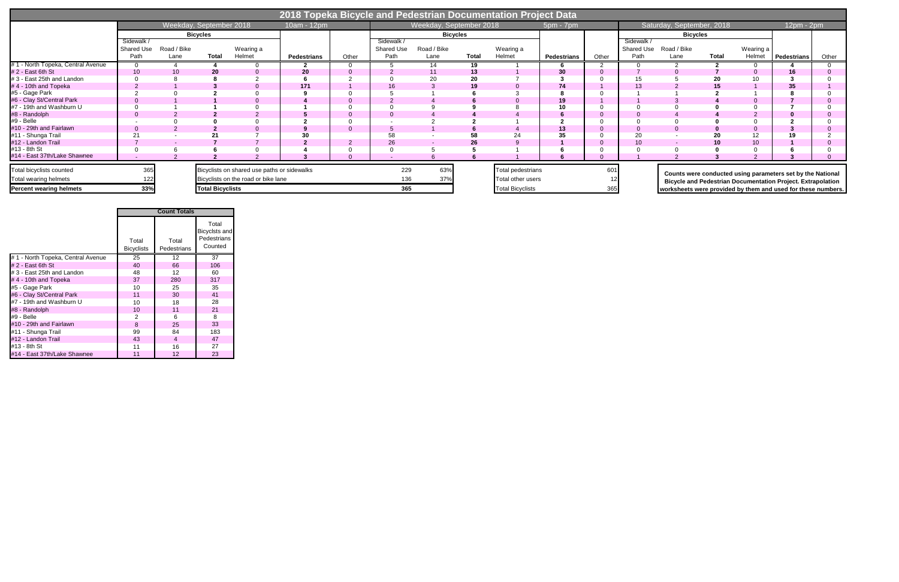# 2018 Topeka Bicycle and Pedestrian Documentation Project Data

| | Weekday, September 2018 10am - 12pm | | | | | | Weekday, September 2018 5pm - 7pm | | | | | | Saturday, September, 2018 12pm - 2pm | | | | | |
|---|---|---|---|---|---|---|---|---|---|---|---|---|---|---|---|---|---|---|
| | Bicycles | | | | | | Bicycles | | | | | | Bicycles | | | | | |
| | Sidewalk / Shared Use Path | Road / Bike Lane | Total | Wearing a Helmet | Pedestrians | Other | Sidewalk / Shared Use Path | Road / Bike Lane | Total | Wearing a Helmet | Pedestrians | Other | Sidewalk / Shared Use Path | Road / Bike Lane | Total | Wearing a Helmet | Pedestrians | Other |
| # 1 - North Topeka, Central Avenue | 0 | 4 | **4** | 0 | **2** | 0 | 5 | 14 | **19** | 1 | **6** | 2 | 0 | 2 | **2** | 0 | **4** | 0 |
| # 2 - East 6th St | 10 | 10 | **20** | 0 | **20** | 0 | 2 | 11 | **13** | 1 | **30** | 0 | 7 | 0 | **7** | 0 | **16** | 0 |
| # 3 - East 25th and Landon | 0 | 8 | **8** | 2 | **6** | 2 | 0 | 20 | **20** | 7 | **3** | 0 | 15 | 5 | **20** | 10 | **3** | 0 |
| # 4 - 10th and Topeka | 2 | 1 | **3** | 0 | **171** | 1 | 16 | 3 | **19** | 0 | **74** | 1 | 13 | 2 | **15** | 1 | **35** | 1 |
| #5 - Gage Park | 2 | 0 | **2** | 0 | **9** | 0 | 5 | 1 | **6** | 3 | **8** | 0 | 1 | 1 | **2** | 1 | **8** | 0 |
| #6 - Clay St/Central Park | 0 | 1 | **1** | 0 | **4** | 0 | 2 | 4 | **6** | 0 | **19** | 1 | 1 | 3 | **4** | 0 | **7** | 0 |
| #7 - 19th and Washburn U | 0 | 1 | **1** | 0 | **1** | 0 | 0 | 9 | **9** | 8 | **10** | 0 | 0 | 0 | **0** | 0 | **7** | 0 |
| #8 - Randolph | 0 | 2 | **2** | 2 | **5** | 0 | 0 | 4 | **4** | 4 | **6** | 0 | 0 | 4 | **4** | 2 | **0** | 0 |
| #9 - Belle | - | 0 | **0** | 0 | **2** | 0 | - | 2 | **2** | 1 | **2** | 0 | 0 | 0 | **0** | 0 | **2** | 0 |
| #10 - 29th and Fairlawn | 0 | 2 | **2** | 0 | **9** | 0 | 5 | 1 | **6** | 4 | **13** | 0 | 0 | 0 | **0** | 0 | **3** | 0 |
| #11 - Shunga Trail | 21 | - | **21** | 7 | **30** | | 58 | - | **58** | 24 | **35** | 0 | 20 | - | **20** | 12 | **19** | 2 |
| #12 - Landon Trail | 7 | - | **7** | 7 | **2** | 2 | 26 | - | **26** | 9 | **1** | 0 | 10 | - | **10** | 10 | **1** | 0 |
| #13 - 8th St | 0 | 6 | **6** | 0 | **4** | 0 | 0 | 5 | **5** | 1 | **6** | 0 | 0 | 0 | **0** | 0 | **6** | 0 |
| #14 - East 37th/Lake Shawnee | - | 2 | **2** | 2 | **3** | 0 | - | 6 | **6** | 1 | **6** | 0 | 1 | 2 | **3** | 2 | **3** | 0 |

| | |
|---|---|
| Total bicyclists counted | 365 |
| Total wearing helmets | 122 |
| **Percent wearing helmets** | **33%** |

| | | |
|---|---|---|
| Bicyclists on shared use paths or sidewalks | 229 | 63% |
| Bicyclists on the road or bike lane | 136 | 37% |
| **Total Bicyclists** | **365** | |

| | |
|---|---|
| Total pedestrians | 601 |
| Total other users | 12 |
| Total Bicyclists | 365 |

**Counts were conducted using parameters set by the National Bicycle and Pedestrian Documentation Project. Extrapolation worksheets were provided by them and used for these numbers.**

| | Count Totals | | |
|---|---|---|---|
| | Total Bicyclists | Total Pedestrians | Total Bicyclsts and Pedestrians Counted |
| # 1 - North Topeka, Central Avenue | 25 | 12 | 37 |
| # 2 - East 6th St | 40 | 66 | 106 |
| # 3 - East 25th and Landon | 48 | 12 | 60 |
| # 4 - 10th and Topeka | 37 | 280 | 317 |
| #5 - Gage Park | 10 | 25 | 35 |
| #6 - Clay St/Central Park | 11 | 30 | 41 |
| #7 - 19th and Washburn U | 10 | 18 | 28 |
| #8 - Randolph | 10 | 11 | 21 |
| #9 - Belle | 2 | 6 | 8 |
| #10 - 29th and Fairlawn | 8 | 25 | 33 |
| #11 - Shunga Trail | 99 | 84 | 183 |
| #12 - Landon Trail | 43 | 4 | 47 |
| #13 - 8th St | 11 | 16 | 27 |
| #14 - East 37th/Lake Shawnee | 11 | 12 | 23 |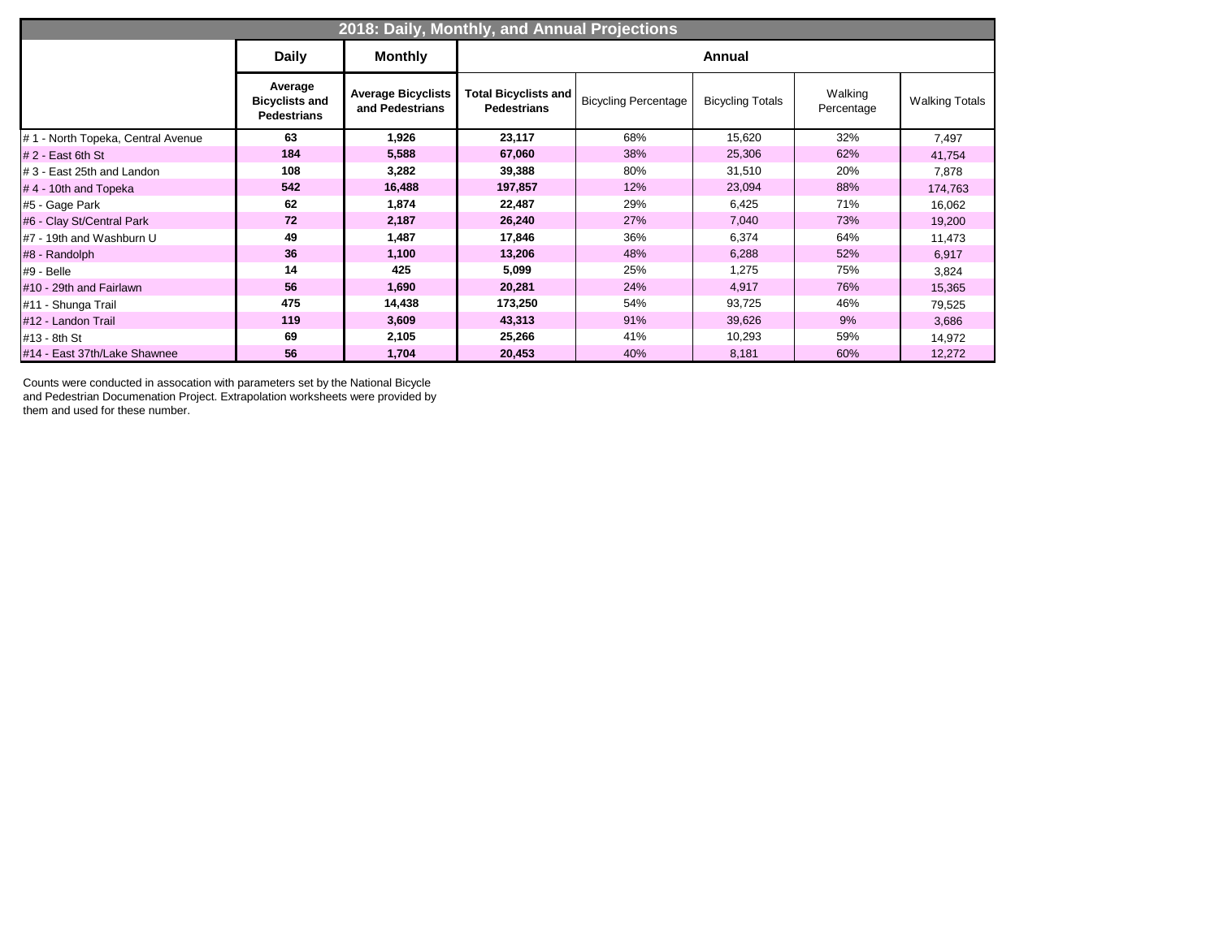| 2018: Daily, Monthly, and Annual Projections | | | | | | | |
|---|---|---|---|---|---|---|---|
| | Daily | Monthly | Annual | | | | |
| | Average Bicyclists and Pedestrians | Average Bicyclists and Pedestrians | Total Bicyclists and Pedestrians | Bicycling Percentage | Bicycling Totals | Walking Percentage | Walking Totals |
| # 1 - North Topeka, Central Avenue | 63 | 1,926 | 23,117 | 68% | 15,620 | 32% | 7,497 |
| # 2 - East 6th St | 184 | 5,588 | 67,060 | 38% | 25,306 | 62% | 41,754 |
| # 3 - East 25th and Landon | 108 | 3,282 | 39,388 | 80% | 31,510 | 20% | 7,878 |
| # 4 - 10th and Topeka | 542 | 16,488 | 197,857 | 12% | 23,094 | 88% | 174,763 |
| #5 - Gage Park | 62 | 1,874 | 22,487 | 29% | 6,425 | 71% | 16,062 |
| #6 - Clay St/Central Park | 72 | 2,187 | 26,240 | 27% | 7,040 | 73% | 19,200 |
| #7 - 19th and Washburn U | 49 | 1,487 | 17,846 | 36% | 6,374 | 64% | 11,473 |
| #8 - Randolph | 36 | 1,100 | 13,206 | 48% | 6,288 | 52% | 6,917 |
| #9 - Belle | 14 | 425 | 5,099 | 25% | 1,275 | 75% | 3,824 |
| #10 - 29th and Fairlawn | 56 | 1,690 | 20,281 | 24% | 4,917 | 76% | 15,365 |
| #11 - Shunga Trail | 475 | 14,438 | 173,250 | 54% | 93,725 | 46% | 79,525 |
| #12 - Landon Trail | 119 | 3,609 | 43,313 | 91% | 39,626 | 9% | 3,686 |
| #13 - 8th St | 69 | 2,105 | 25,266 | 41% | 10,293 | 59% | 14,972 |
| #14 - East 37th/Lake Shawnee | 56 | 1,704 | 20,453 | 40% | 8,181 | 60% | 12,272 |

Counts were conducted in assocation with parameters set by the National Bicycle and Pedestrian Documenation Project. Extrapolation worksheets were provided by them and used for these number.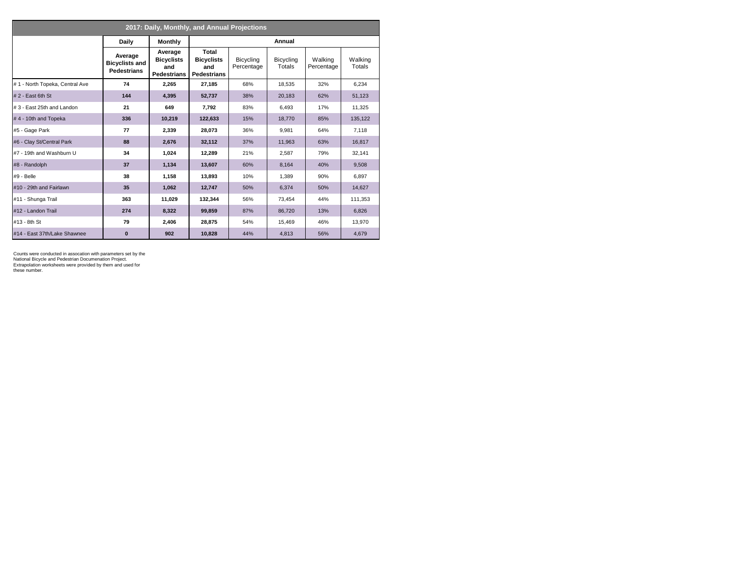| 2017: Daily, Monthly, and Annual Projections | | | | | | | |
|---|---|---|---|---|---|---|---|
| | **Daily** | **Monthly** | **Annual** | | | | |
| | **Average Bicyclists and Pedestrians** | **Average Bicyclists and Pedestrians** | **Total Bicyclists and Pedestrians** | Bicycling Percentage | Bicycling Totals | Walking Percentage | Walking Totals |
| # 1 - North Topeka, Central Ave | **74** | **2,265** | **27,185** | 68% | 18,535 | 32% | 6,234 |
| # 2 - East 6th St | **144** | **4,395** | **52,737** | 38% | 20,183 | 62% | 51,123 |
| # 3 - East 25th and Landon | **21** | **649** | **7,792** | 83% | 6,493 | 17% | 11,325 |
| # 4 - 10th and Topeka | **336** | **10,219** | **122,633** | 15% | 18,770 | 85% | 135,122 |
| #5 - Gage Park | **77** | **2,339** | **28,073** | 36% | 9,981 | 64% | 7,118 |
| #6 - Clay St/Central Park | **88** | **2,676** | **32,112** | 37% | 11,963 | 63% | 16,817 |
| #7 - 19th and Washburn U | **34** | **1,024** | **12,289** | 21% | 2,587 | 79% | 32,141 |
| #8 - Randolph | **37** | **1,134** | **13,607** | 60% | 8,164 | 40% | 9,508 |
| #9 - Belle | **38** | **1,158** | **13,893** | 10% | 1,389 | 90% | 6,897 |
| #10 - 29th and Fairlawn | **35** | **1,062** | **12,747** | 50% | 6,374 | 50% | 14,627 |
| #11 - Shunga Trail | **363** | **11,029** | **132,344** | 56% | 73,454 | 44% | 111,353 |
| #12 - Landon Trail | **274** | **8,322** | **99,859** | 87% | 86,720 | 13% | 6,826 |
| #13 - 8th St | **79** | **2,406** | **28,875** | 54% | 15,469 | 46% | 13,970 |
| #14 - East 37th/Lake Shawnee | **0** | **902** | **10,828** | 44% | 4,813 | 56% | 4,679 |

Counts were conducted in assocation with parameters set by the National Bicycle and Pedestrian Documenation Project. Extrapolation worksheets were provided by them and used for these number.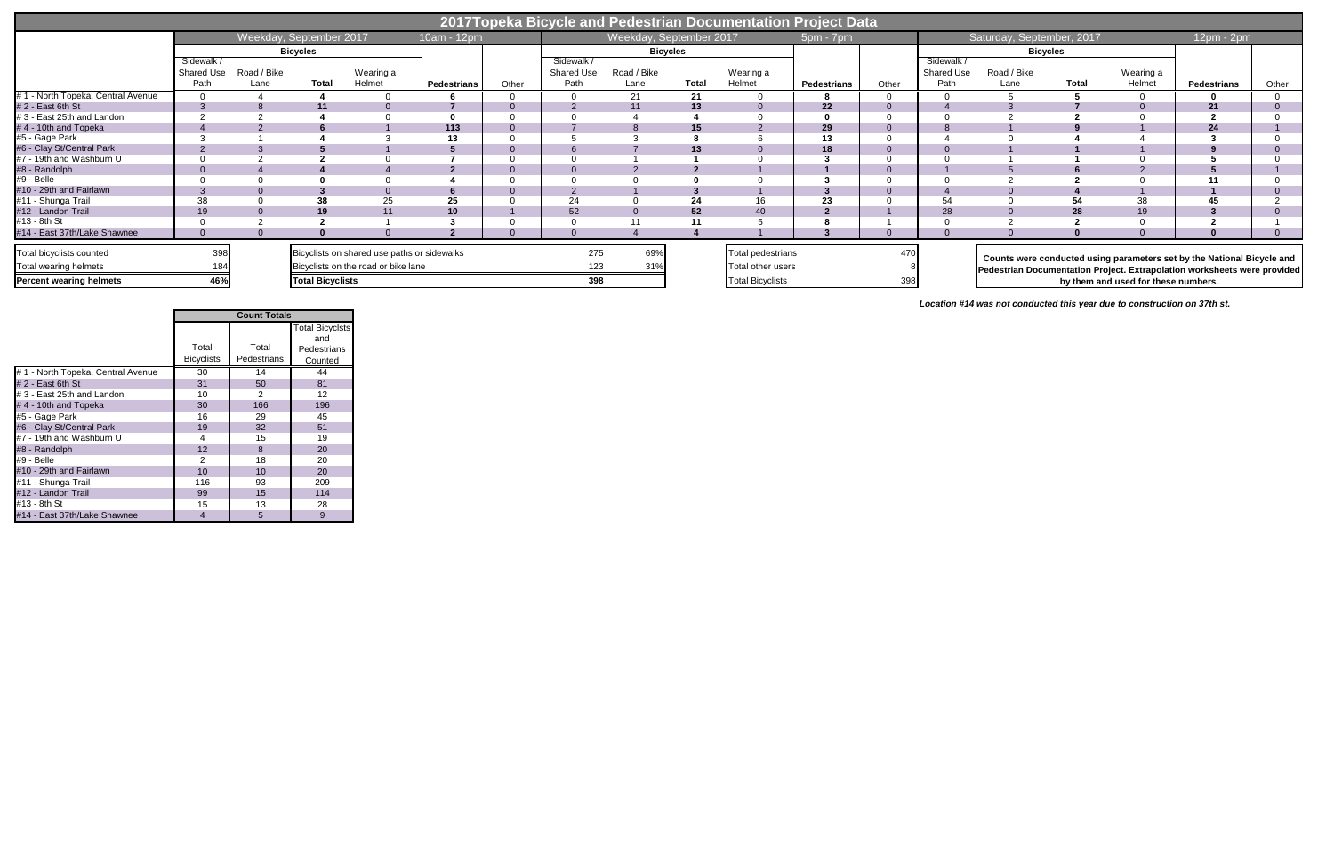# 2017Topeka Bicycle and Pedestrian Documentation Project Data

| | Weekday, September 2017 10am - 12pm | | | | | | Weekday, September 2017 5pm - 7pm | | | | | | Saturday, September, 2017 12pm - 2pm | | | | | |
|---|---|---|---|---|---|---|---|---|---|---|---|---|---|---|---|---|---|---|
| | Bicycles | | | | | | Bicycles | | | | | | Bicycles | | | | | |
| | Sidewalk / Shared Use Path | Road / Bike Lane | Total | Wearing a Helmet | Pedestrians | Other | Sidewalk / Shared Use Path | Road / Bike Lane | Total | Wearing a Helmet | Pedestrians | Other | Sidewalk / Shared Use Path | Road / Bike Lane | Total | Wearing a Helmet | Pedestrians | Other |
| # 1 - North Topeka, Central Avenue | 0 | 4 | **4** | 0 | **6** | 0 | 0 | 21 | **21** | 0 | **8** | 0 | 0 | 5 | **5** | 0 | **0** | 0 |
| # 2 - East 6th St | 3 | 8 | **11** | 0 | **7** | 0 | 2 | 11 | **13** | 0 | **22** | 0 | 4 | 3 | **7** | 0 | **21** | 0 |
| # 3 - East 25th and Landon | 2 | 2 | **4** | 0 | **0** | 0 | 0 | 4 | **4** | 0 | **0** | 0 | 0 | 2 | **2** | 0 | **2** | 0 |
| # 4 - 10th and Topeka | 4 | 2 | **6** | 1 | **113** | 0 | 7 | 8 | **15** | 2 | **29** | 0 | 8 | 1 | **9** | 1 | **24** | 1 |
| #5 - Gage Park | 3 | 1 | **4** | 3 | **13** | 0 | 5 | 3 | **8** | 6 | **13** | 0 | 4 | 0 | **4** | 4 | **3** | 0 |
| #6 - Clay St/Central Park | 2 | 3 | **5** | 1 | **5** | 0 | 6 | 7 | **13** | 0 | **18** | 0 | 0 | 1 | **1** | 1 | **9** | 0 |
| #7 - 19th and Washburn U | 0 | 2 | **2** | 0 | **7** | 0 | 0 | 1 | **1** | 0 | **3** | 0 | 0 | 1 | **1** | 0 | **5** | 0 |
| #8 - Randolph | 0 | 4 | **4** | 4 | **2** | 0 | 0 | 2 | **2** | 1 | **1** | 0 | 1 | 5 | **6** | 2 | **5** | 1 |
| #9 - Belle | 0 | 0 | **0** | 0 | **4** | 0 | 0 | 0 | **0** | 0 | **3** | 0 | 0 | 2 | **2** | 0 | **11** | 0 |
| #10 - 29th and Fairlawn | 3 | 0 | **3** | 0 | **6** | 0 | 2 | 1 | **3** | 1 | **3** | 0 | 4 | 0 | **4** | 1 | **1** | 0 |
| #11 - Shunga Trail | 38 | 0 | **38** | 25 | **25** | 0 | 24 | 0 | **24** | 16 | **23** | 0 | 54 | 0 | **54** | 38 | **45** | 2 |
| #12 - Landon Trail | 19 | 0 | **19** | 11 | **10** | 1 | 52 | 0 | **52** | 40 | **2** | 1 | 28 | 0 | **28** | 19 | **3** | 0 |
| #13 - 8th St | 0 | 2 | **2** | 1 | **3** | 0 | 0 | 11 | **11** | 5 | **8** | 1 | 0 | 2 | **2** | 0 | **2** | 1 |
| #14 - East 37th/Lake Shawnee | 0 | 0 | **0** | 0 | **2** | 0 | 0 | 4 | **4** | 1 | **3** | 0 | 0 | 0 | **0** | 0 | **0** | 0 |

| | |
|---|---|
| Total bicyclists counted | 398 |
| Total wearing helmets | 184 |
| **Percent wearing helmets** | **46%** |

| | | |
|---|---|---|
| Bicyclists on shared use paths or sidewalks | 275 | 69% |
| Bicyclists on the road or bike lane | 123 | 31% |
| **Total Bicyclists** | **398** | |

| | |
|---|---|
| Total pedestrians | 470 |
| Total other users | 8 |
| Total Bicyclists | 398 |

**Counts were conducted using parameters set by the National Bicycle and Pedestrian Documentation Project. Extrapolation worksheets were provided by them and used for these numbers.**

***Location #14 was not conducted this year due to construction on 37th st.***

| | Count Totals | | |
|---|---|---|---|
| | Total Bicyclists | Total Pedestrians | Total Bicyclsts and Pedestrians Counted |
| # 1 - North Topeka, Central Avenue | 30 | 14 | 44 |
| # 2 - East 6th St | 31 | 50 | 81 |
| # 3 - East 25th and Landon | 10 | 2 | 12 |
| # 4 - 10th and Topeka | 30 | 166 | 196 |
| #5 - Gage Park | 16 | 29 | 45 |
| #6 - Clay St/Central Park | 19 | 32 | 51 |
| #7 - 19th and Washburn U | 4 | 15 | 19 |
| #8 - Randolph | 12 | 8 | 20 |
| #9 - Belle | 2 | 18 | 20 |
| #10 - 29th and Fairlawn | 10 | 10 | 20 |
| #11 - Shunga Trail | 116 | 93 | 209 |
| #12 - Landon Trail | 99 | 15 | 114 |
| #13 - 8th St | 15 | 13 | 28 |
| #14 - East 37th/Lake Shawnee | 4 | 5 | 9 |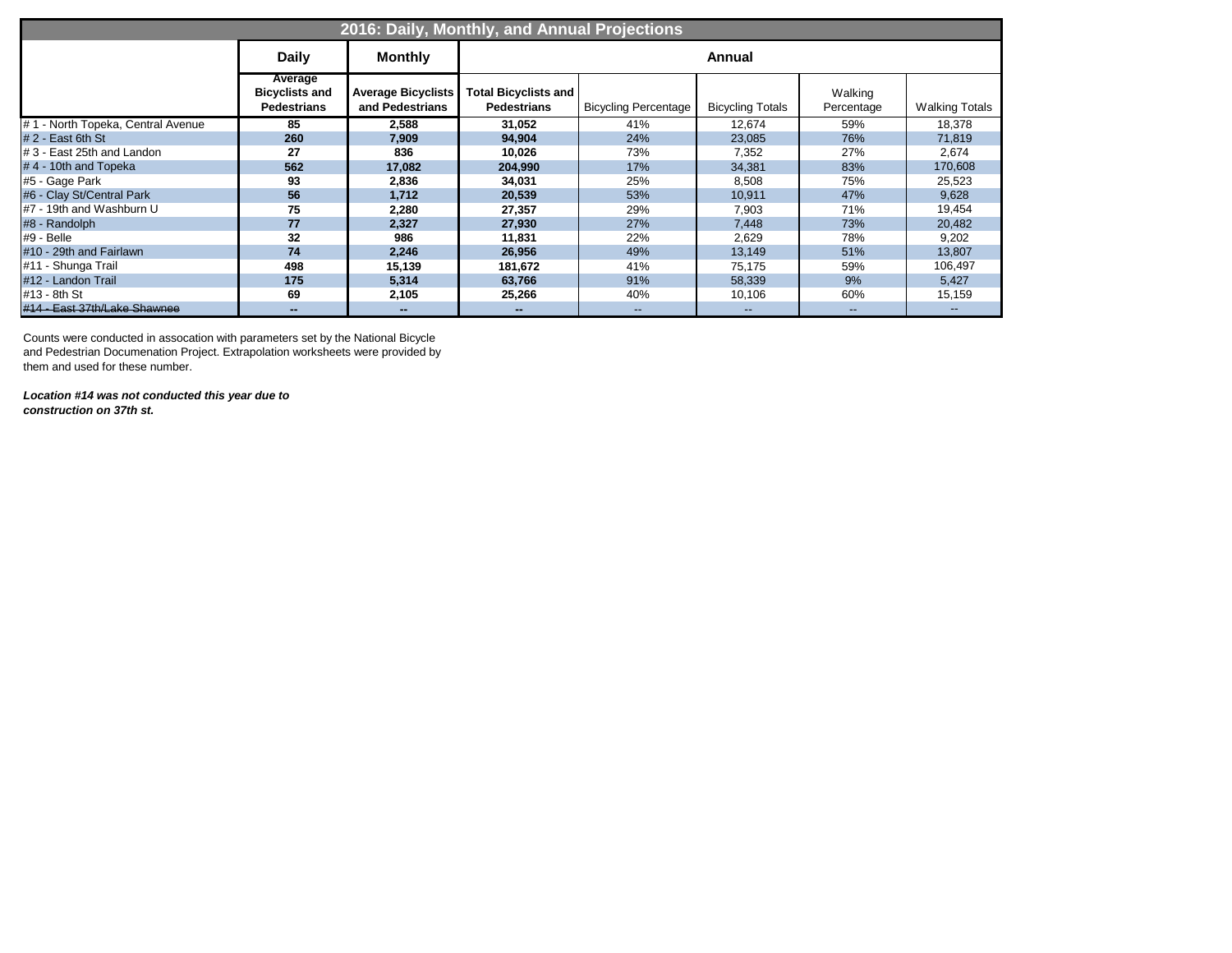| 2016: Daily, Monthly, and Annual Projections | | | | | | | |
|---|---|---|---|---|---|---|---|
| | **Daily** | **Monthly** | **Annual** | | | | |
| | **Average Bicyclists and Pedestrians** | **Average Bicyclists and Pedestrians** | **Total Bicyclists and Pedestrians** | Bicycling Percentage | Bicycling Totals | Walking Percentage | Walking Totals |
| # 1 - North Topeka, Central Avenue | **85** | **2,588** | **31,052** | 41% | 12,674 | 59% | 18,378 |
| # 2 - East 6th St | **260** | **7,909** | **94,904** | 24% | 23,085 | 76% | 71,819 |
| # 3 - East 25th and Landon | **27** | **836** | **10,026** | 73% | 7,352 | 27% | 2,674 |
| # 4 - 10th and Topeka | **562** | **17,082** | **204,990** | 17% | 34,381 | 83% | 170,608 |
| #5 - Gage Park | **93** | **2,836** | **34,031** | 25% | 8,508 | 75% | 25,523 |
| #6 - Clay St/Central Park | **56** | **1,712** | **20,539** | 53% | 10,911 | 47% | 9,628 |
| #7 - 19th and Washburn U | **75** | **2,280** | **27,357** | 29% | 7,903 | 71% | 19,454 |
| #8 - Randolph | **77** | **2,327** | **27,930** | 27% | 7,448 | 73% | 20,482 |
| #9 - Belle | **32** | **986** | **11,831** | 22% | 2,629 | 78% | 9,202 |
| #10 - 29th and Fairlawn | **74** | **2,246** | **26,956** | 49% | 13,149 | 51% | 13,807 |
| #11 - Shunga Trail | **498** | **15,139** | **181,672** | 41% | 75,175 | 59% | 106,497 |
| #12 - Landon Trail | **175** | **5,314** | **63,766** | 91% | 58,339 | 9% | 5,427 |
| #13 - 8th St | **69** | **2,105** | **25,266** | 40% | 10,106 | 60% | 15,159 |
| ~~#14 - East 37th/Lake Shawnee~~ | **--** | **--** | **--** | -- | -- | -- | -- |

Counts were conducted in assocation with parameters set by the National Bicycle and Pedestrian Documenation Project. Extrapolation worksheets were provided by them and used for these number.

***Location #14 was not conducted this year due to construction on 37th st.***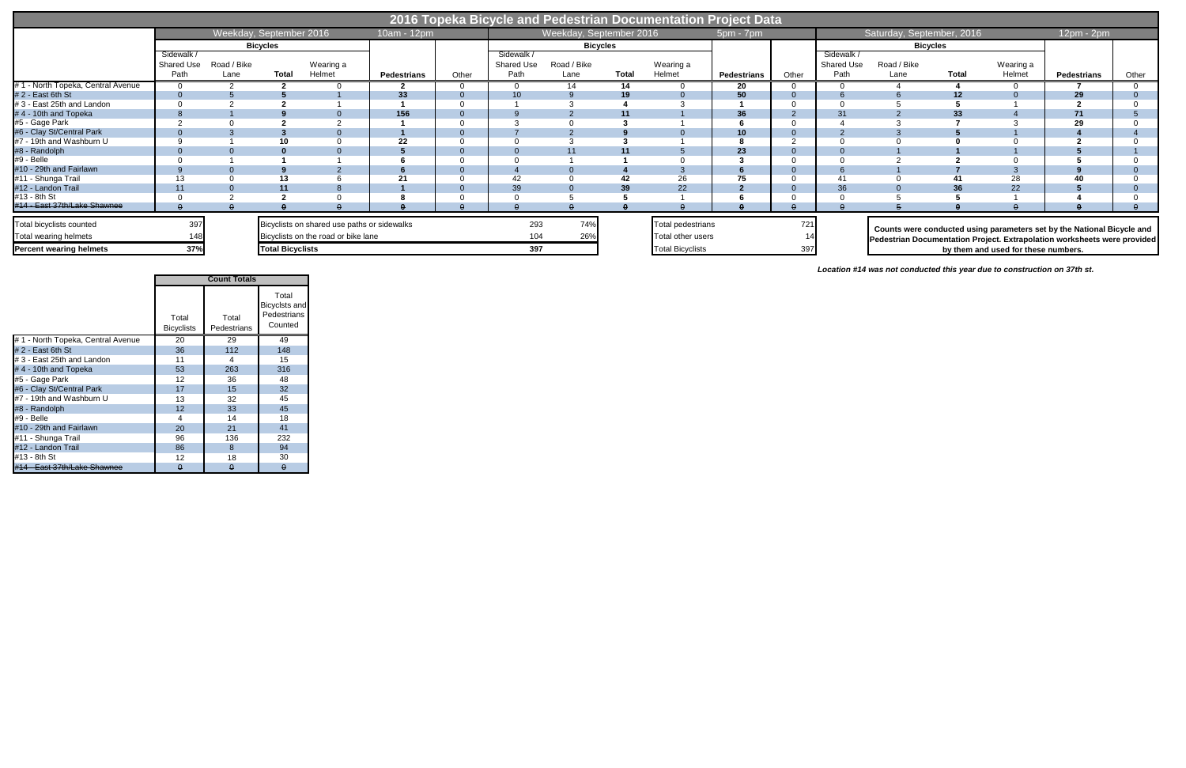# 2016 Topeka Bicycle and Pedestrian Documentation Project Data

| | Weekday, September 2016 | | | | 10am - 12pm | | Weekday, September 2016 | | | | 5pm - 7pm | | Saturday, September, 2016 | | | | 12pm - 2pm | |
|---|---|---|---|---|---|---|---|---|---|---|---|---|---|---|---|---|---|---|
| | Bicycles | | | | | | Bicycles | | | | | | Bicycles | | | | | |
| | Sidewalk / Shared Use Path | Road / Bike Lane | Total | Wearing a Helmet | Pedestrians | Other | Sidewalk / Shared Use Path | Road / Bike Lane | Total | Wearing a Helmet | Pedestrians | Other | Sidewalk / Shared Use Path | Road / Bike Lane | Total | Wearing a Helmet | Pedestrians | Other |
| # 1 - North Topeka, Central Avenue | 0 | 2 | **2** | 0 | **2** | 0 | 0 | 14 | **14** | 0 | **20** | 0 | 0 | 4 | **4** | 0 | **7** | 0 |
| # 2 - East 6th St | 0 | 5 | **5** | 1 | **33** | 0 | 10 | 9 | **19** | 0 | **50** | 0 | 6 | 6 | **12** | 0 | **29** | 0 |
| # 3 - East 25th and Landon | 0 | 2 | **2** | 1 | **1** | 0 | 1 | 3 | **4** | 3 | **1** | 0 | 0 | 5 | **5** | 1 | **2** | 0 |
| # 4 - 10th and Topeka | 8 | 1 | **9** | 0 | **156** | 0 | 9 | 2 | **11** | 1 | **36** | 2 | 31 | 2 | **33** | 4 | **71** | 5 |
| #5 - Gage Park | 2 | 0 | **2** | 2 | **1** | 0 | 3 | 0 | **3** | 1 | **6** | 0 | 4 | 3 | **7** | 3 | **29** | 0 |
| #6 - Clay St/Central Park | 0 | 3 | **3** | 0 | **1** | 0 | 7 | 2 | **9** | 0 | **10** | 0 | 2 | 3 | **5** | 1 | **4** | 4 |
| #7 - 19th and Washburn U | 9 | 1 | **10** | 0 | **22** | 0 | 0 | 3 | **3** | 1 | **8** | 2 | 0 | 0 | **0** | 0 | **2** | 0 |
| #8 - Randolph | 0 | 0 | **0** | 0 | **5** | 0 | 0 | 11 | **11** | 5 | **23** | 0 | 0 | 1 | **1** | 1 | **5** | 1 |
| #9 - Belle | 0 | 1 | **1** | 1 | **6** | 0 | 0 | 1 | **1** | 0 | **3** | 0 | 0 | 2 | **2** | 0 | **5** | 0 |
| #10 - 29th and Fairlawn | 9 | 0 | **9** | 2 | **6** | 0 | 4 | 0 | **4** | 3 | **6** | 0 | 6 | 1 | **7** | 3 | **9** | 0 |
| #11 - Shunga Trail | 13 | 0 | **13** | 6 | **21** | 0 | 42 | 0 | **42** | 26 | **75** | 0 | 41 | 0 | **41** | 28 | **40** | 0 |
| #12 - Landon Trail | 11 | 0 | **11** | 8 | **1** | 0 | 39 | 0 | **39** | 22 | **2** | 0 | 36 | 0 | **36** | 22 | **5** | 0 |
| #13 - 8th St | 0 | 2 | **2** | 0 | **8** | 0 | 0 | 5 | **5** | 1 | **6** | 0 | 0 | 5 | **5** | 1 | **4** | 0 |
| ~~#14 - East 37th/Lake Shawnee~~ | ~~0~~ | ~~0~~ | ~~**0**~~ | ~~0~~ | ~~**0**~~ | ~~0~~ | ~~0~~ | ~~0~~ | ~~**0**~~ | ~~0~~ | ~~**0**~~ | ~~0~~ | ~~0~~ | ~~5~~ | ~~**0**~~ | ~~0~~ | ~~**0**~~ | ~~0~~ |

| | |
|---|---|
| Total bicyclists counted | 397 |
| Total wearing helmets | 148 |
| **Percent wearing helmets** | **37%** |

| | | |
|---|---|---|
| Bicyclists on shared use paths or sidewalks | 293 | 74% |
| Bicyclists on the road or bike lane | 104 | 26% |
| **Total Bicyclists** | **397** | |

| | |
|---|---|
| Total pedestrians | 721 |
| Total other users | 14 |
| Total Bicyclists | 397 |

**Counts were conducted using parameters set by the National Bicycle and Pedestrian Documentation Project. Extrapolation worksheets were provided by them and used for these numbers.**

***Location #14 was not conducted this year due to construction on 37th st.***

| | Count Totals | | |
|---|---|---|---|
| | Total Bicyclists | Total Pedestrians | Total Bicylsts and Pedestrians Counted |
| # 1 - North Topeka, Central Avenue | 20 | 29 | 49 |
| # 2 - East 6th St | 36 | 112 | 148 |
| # 3 - East 25th and Landon | 11 | 4 | 15 |
| # 4 - 10th and Topeka | 53 | 263 | 316 |
| #5 - Gage Park | 12 | 36 | 48 |
| #6 - Clay St/Central Park | 17 | 15 | 32 |
| #7 - 19th and Washburn U | 13 | 32 | 45 |
| #8 - Randolph | 12 | 33 | 45 |
| #9 - Belle | 4 | 14 | 18 |
| #10 - 29th and Fairlawn | 20 | 21 | 41 |
| #11 - Shunga Trail | 96 | 136 | 232 |
| #12 - Landon Trail | 86 | 8 | 94 |
| #13 - 8th St | 12 | 18 | 30 |
| ~~#14 - East 37th/Lake Shawnee~~ | ~~0~~ | ~~0~~ | ~~0~~ |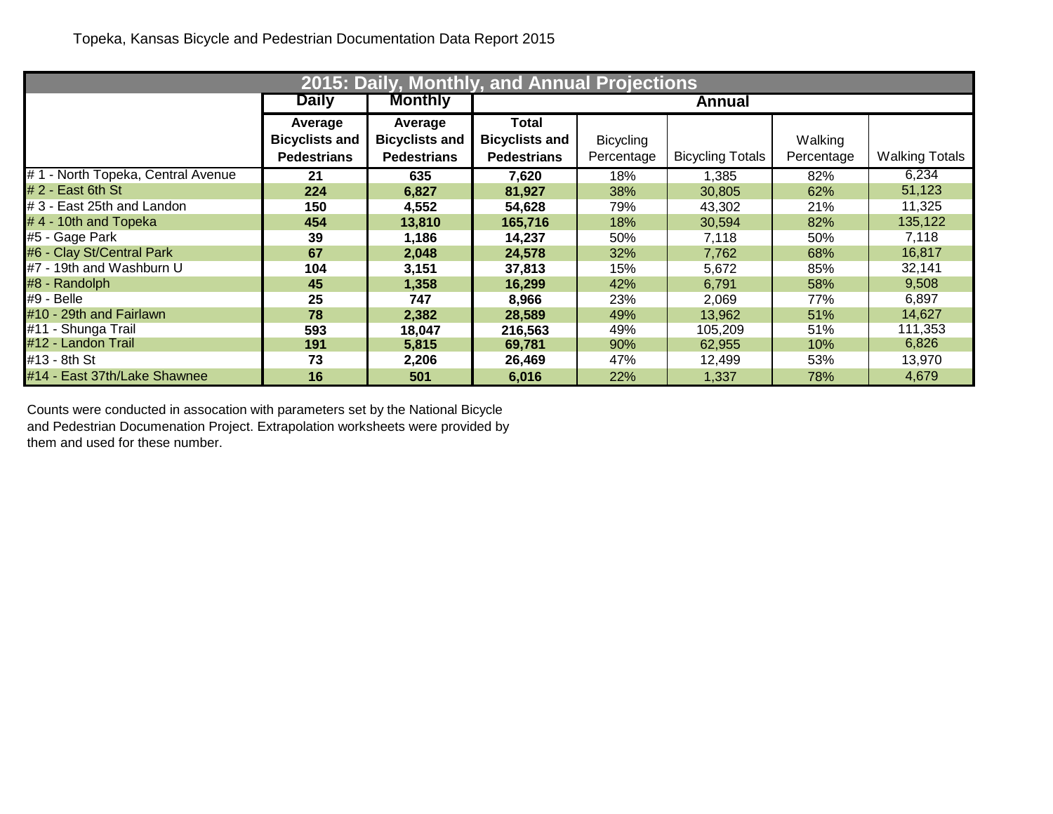Topeka, Kansas Bicycle and Pedestrian Documentation Data Report 2015

| 2015: Daily, Monthly, and Annual Projections | | | | | | | |
|---|---|---|---|---|---|---|---|
| | Daily | Monthly | Annual | | | | |
| | **Average Bicyclists and Pedestrians** | **Average Bicyclists and Pedestrians** | **Total Bicyclists and Pedestrians** | Bicycling Percentage | Bicycling Totals | Walking Percentage | Walking Totals |
| # 1 - North Topeka, Central Avenue | **21** | **635** | **7,620** | 18% | 1,385 | 82% | 6,234 |
| # 2 - East 6th St | **224** | **6,827** | **81,927** | 38% | 30,805 | 62% | 51,123 |
| # 3 - East 25th and Landon | **150** | **4,552** | **54,628** | 79% | 43,302 | 21% | 11,325 |
| # 4 - 10th and Topeka | **454** | **13,810** | **165,716** | 18% | 30,594 | 82% | 135,122 |
| #5 - Gage Park | **39** | **1,186** | **14,237** | 50% | 7,118 | 50% | 7,118 |
| #6 - Clay St/Central Park | **67** | **2,048** | **24,578** | 32% | 7,762 | 68% | 16,817 |
| #7 - 19th and Washburn U | **104** | **3,151** | **37,813** | 15% | 5,672 | 85% | 32,141 |
| #8 - Randolph | **45** | **1,358** | **16,299** | 42% | 6,791 | 58% | 9,508 |
| #9 - Belle | **25** | **747** | **8,966** | 23% | 2,069 | 77% | 6,897 |
| #10 - 29th and Fairlawn | **78** | **2,382** | **28,589** | 49% | 13,962 | 51% | 14,627 |
| #11 - Shunga Trail | **593** | **18,047** | **216,563** | 49% | 105,209 | 51% | 111,353 |
| #12 - Landon Trail | **191** | **5,815** | **69,781** | 90% | 62,955 | 10% | 6,826 |
| #13 - 8th St | **73** | **2,206** | **26,469** | 47% | 12,499 | 53% | 13,970 |
| #14 - East 37th/Lake Shawnee | **16** | **501** | **6,016** | 22% | 1,337 | 78% | 4,679 |

Counts were conducted in assocation with parameters set by the National Bicycle and Pedestrian Documenation Project. Extrapolation worksheets were provided by them and used for these number.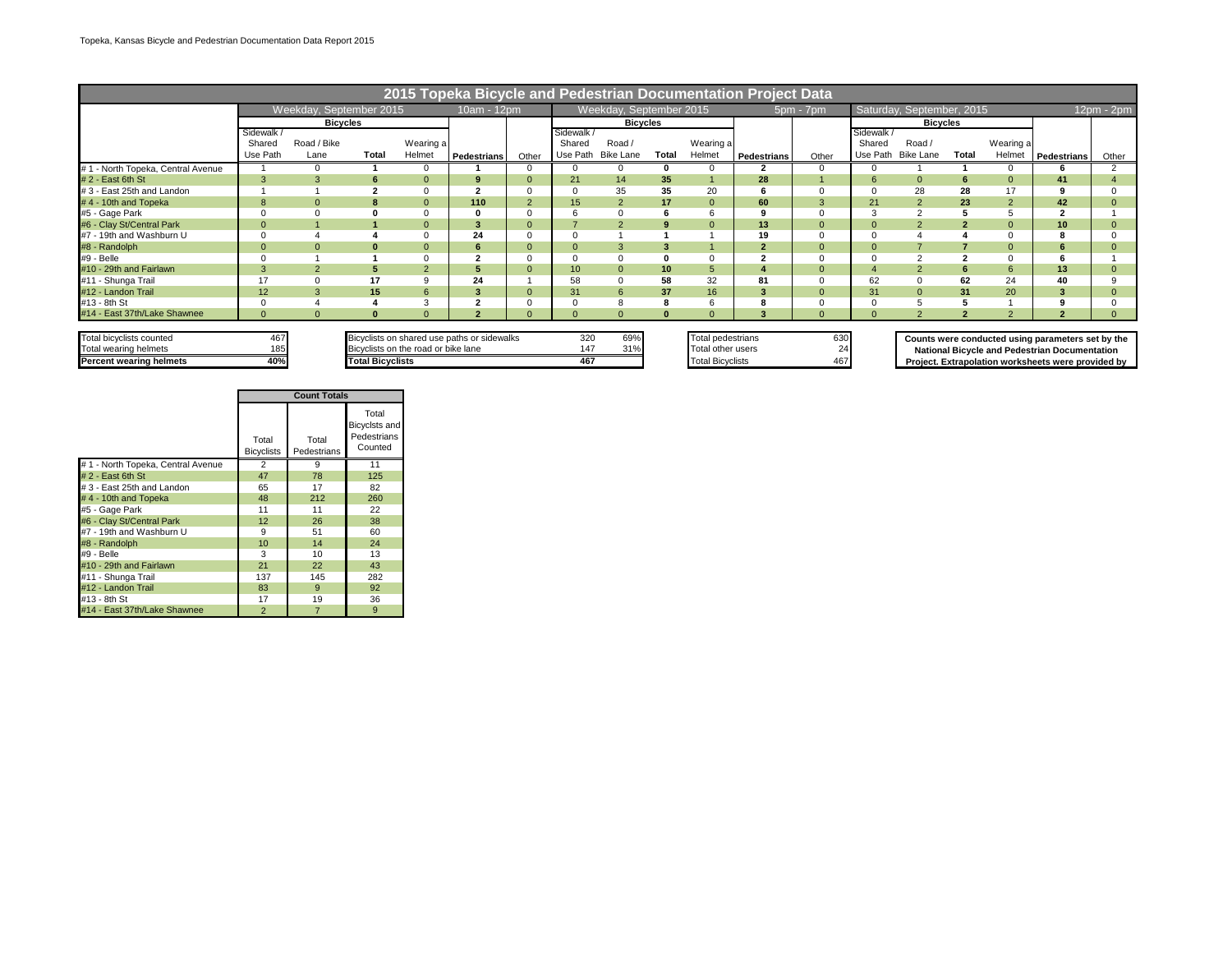Topeka, Kansas Bicycle and Pedestrian Documentation Data Report 2015

## 2015 Topeka Bicycle and Pedestrian Documentation Project Data

| | Weekday, September 2015 | | | | 10am - 12pm | | Weekday, September 2015 | | | | 5pm - 7pm | | Saturday, September, 2015 | | | | 12pm - 2pm | |
|---|---|---|---|---|---|---|---|---|---|---|---|---|---|---|---|---|---|---|
| | Bicycles | | | | | | Bicycles | | | | | | Bicycles | | | | | |
| | Sidewalk / Shared Use Path | Road / Bike Lane | Total | Wearing a Helmet | Pedestrians | Other | Sidewalk / Shared Use Path | Road / Bike Lane | Total | Wearing a Helmet | Pedestrians | Other | Sidewalk / Shared Use Path | Road / Bike Lane | Total | Wearing a Helmet | Pedestrians | Other |
| # 1 - North Topeka, Central Avenue | 1 | 0 | **1** | 0 | **1** | 0 | 0 | 0 | **0** | 0 | **2** | 0 | 0 | 1 | **1** | 0 | **6** | 2 |
| # 2 - East 6th St | 3 | 3 | **6** | 0 | **9** | 0 | 21 | 14 | **35** | 1 | **28** | 1 | 6 | 0 | **6** | 0 | **41** | 4 |
| # 3 - East 25th and Landon | 1 | 1 | **2** | 0 | **2** | 0 | 0 | 35 | **35** | 20 | **6** | 0 | 0 | 28 | **28** | 17 | **9** | 0 |
| # 4 - 10th and Topeka | 8 | 0 | **8** | 0 | **110** | 2 | 15 | 2 | **17** | 0 | **60** | 3 | 21 | 2 | **23** | 2 | **42** | 0 |
| #5 - Gage Park | 0 | 0 | **0** | 0 | **0** | 0 | 6 | 0 | **6** | 6 | **9** | 0 | 3 | 2 | **5** | 5 | **2** | 1 |
| #6 - Clay St/Central Park | 0 | 1 | **1** | 0 | **3** | 0 | 7 | 2 | **9** | 0 | **13** | 0 | 0 | 2 | **2** | 0 | **10** | 0 |
| #7 - 19th and Washburn U | 0 | 4 | **4** | 0 | **24** | 0 | 0 | 1 | **1** | 1 | **19** | 0 | 0 | 4 | **4** | 0 | **8** | 0 |
| #8 - Randolph | 0 | 0 | **0** | 0 | **6** | 0 | 0 | 3 | **3** | 1 | **2** | 0 | 0 | 7 | **7** | 0 | **6** | 0 |
| #9 - Belle | 0 | 1 | **1** | 0 | **2** | 0 | 0 | 0 | **0** | 0 | **2** | 0 | 0 | 2 | **2** | 0 | **6** | 1 |
| #10 - 29th and Fairlawn | 3 | 2 | **5** | 2 | **5** | 0 | 10 | 0 | **10** | 5 | **4** | 0 | 4 | 2 | **6** | 6 | **13** | 0 |
| #11 - Shunga Trail | 17 | 0 | **17** | 9 | **24** | 1 | 58 | 0 | **58** | 32 | **81** | 0 | 62 | 0 | **62** | 24 | **40** | 9 |
| #12 - Landon Trail | 12 | 3 | **15** | 6 | **3** | 0 | 31 | 6 | **37** | 16 | **3** | 0 | 31 | 0 | **31** | 20 | **3** | 0 |
| #13 - 8th St | 0 | 4 | **4** | 3 | **2** | 0 | 0 | 8 | **8** | 6 | **8** | 0 | 0 | 5 | **5** | 1 | **9** | 0 |
| #14 - East 37th/Lake Shawnee | 0 | 0 | **0** | 0 | **2** | 0 | 0 | 0 | **0** | 0 | **3** | 0 | 0 | 2 | **2** | 2 | **2** | 0 |

| | |
|---|---|
| Total bicyclists counted | 467 |
| Total wearing helmets | 185 |
| **Percent wearing helmets** | **40%** |

| | | |
|---|---|---|
| Bicyclists on shared use paths or sidewalks | 320 | 69% |
| Bicyclists on the road or bike lane | 147 | 31% |
| **Total Bicyclists** | **467** | |

| | |
|---|---|
| Total pedestrians | 630 |
| Total other users | 24 |
| Total Bicyclists | 467 |

**Counts were conducted using parameters set by the National Bicycle and Pedestrian Documentation Project. Extrapolation worksheets were provided by**

| | Count Totals | | |
|---|---|---|---|
| | Total Bicyclists | Total Pedestrians | Total Bicyclsts and Pedestrians Counted |
| # 1 - North Topeka, Central Avenue | 2 | 9 | 11 |
| # 2 - East 6th St | 47 | 78 | 125 |
| # 3 - East 25th and Landon | 65 | 17 | 82 |
| # 4 - 10th and Topeka | 48 | 212 | 260 |
| #5 - Gage Park | 11 | 11 | 22 |
| #6 - Clay St/Central Park | 12 | 26 | 38 |
| #7 - 19th and Washburn U | 9 | 51 | 60 |
| #8 - Randolph | 10 | 14 | 24 |
| #9 - Belle | 3 | 10 | 13 |
| #10 - 29th and Fairlawn | 21 | 22 | 43 |
| #11 - Shunga Trail | 137 | 145 | 282 |
| #12 - Landon Trail | 83 | 9 | 92 |
| #13 - 8th St | 17 | 19 | 36 |
| #14 - East 37th/Lake Shawnee | 2 | 7 | 9 |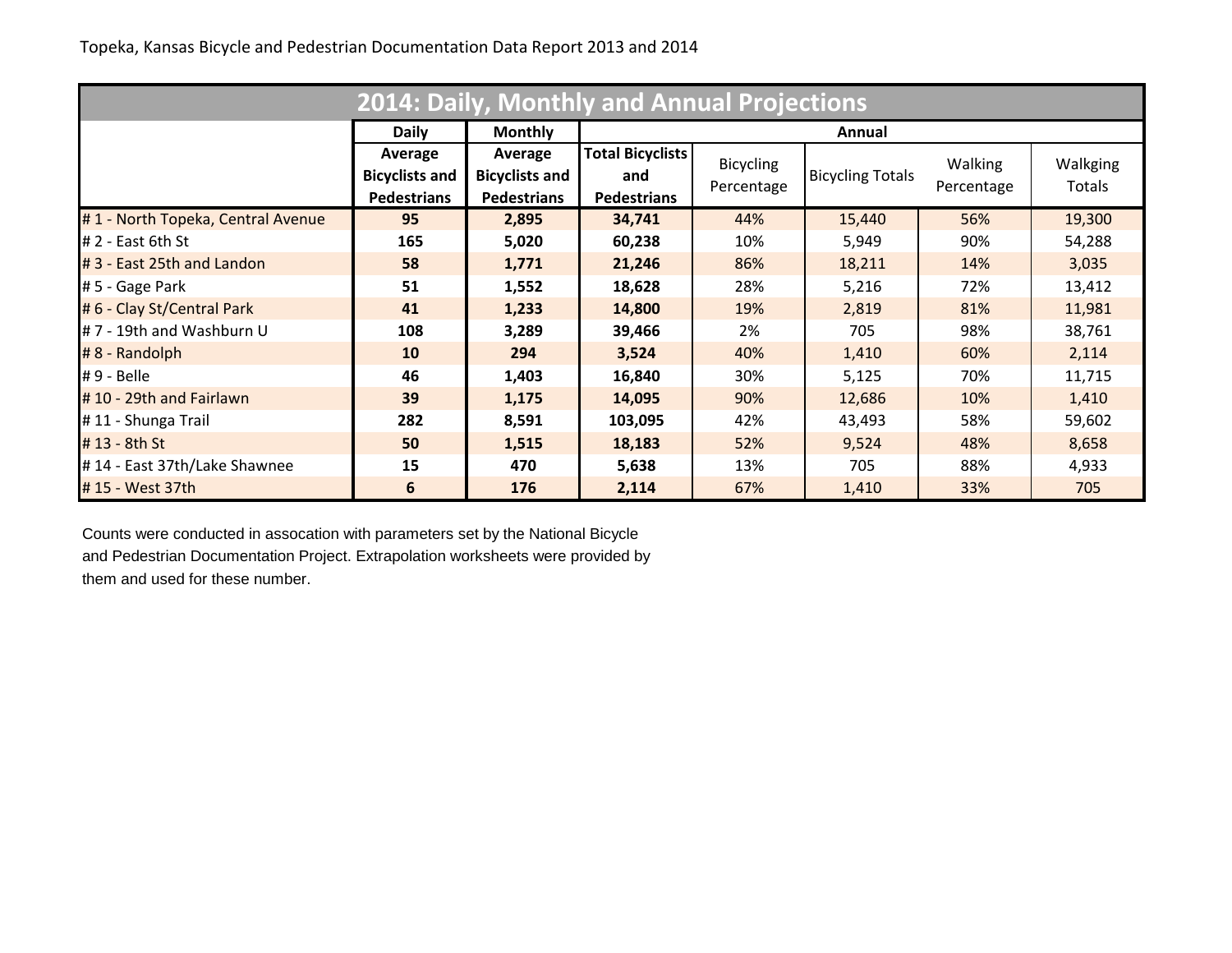Topeka, Kansas Bicycle and Pedestrian Documentation Data Report 2013 and 2014

## 2014: Daily, Monthly and Annual Projections

| | Daily | Monthly | Annual | | | | |
|---|---|---|---|---|---|---|---|
| | **Average Bicyclists and Pedestrians** | **Average Bicyclists and Pedestrians** | **Total Bicyclists and Pedestrians** | Bicycling Percentage | Bicycling Totals | Walking Percentage | Walkging Totals |
| # 1 - North Topeka, Central Avenue | **95** | **2,895** | **34,741** | 44% | 15,440 | 56% | 19,300 |
| # 2 - East 6th St | **165** | **5,020** | **60,238** | 10% | 5,949 | 90% | 54,288 |
| # 3 - East 25th and Landon | **58** | **1,771** | **21,246** | 86% | 18,211 | 14% | 3,035 |
| # 5 - Gage Park | **51** | **1,552** | **18,628** | 28% | 5,216 | 72% | 13,412 |
| # 6 - Clay St/Central Park | **41** | **1,233** | **14,800** | 19% | 2,819 | 81% | 11,981 |
| # 7 - 19th and Washburn U | **108** | **3,289** | **39,466** | 2% | 705 | 98% | 38,761 |
| # 8 - Randolph | **10** | **294** | **3,524** | 40% | 1,410 | 60% | 2,114 |
| # 9 - Belle | **46** | **1,403** | **16,840** | 30% | 5,125 | 70% | 11,715 |
| # 10 - 29th and Fairlawn | **39** | **1,175** | **14,095** | 90% | 12,686 | 10% | 1,410 |
| # 11 - Shunga Trail | **282** | **8,591** | **103,095** | 42% | 43,493 | 58% | 59,602 |
| # 13 - 8th St | **50** | **1,515** | **18,183** | 52% | 9,524 | 48% | 8,658 |
| # 14 - East 37th/Lake Shawnee | **15** | **470** | **5,638** | 13% | 705 | 88% | 4,933 |
| # 15 - West 37th | **6** | **176** | **2,114** | 67% | 1,410 | 33% | 705 |

Counts were conducted in assocation with parameters set by the National Bicycle and Pedestrian Documentation Project. Extrapolation worksheets were provided by them and used for these number.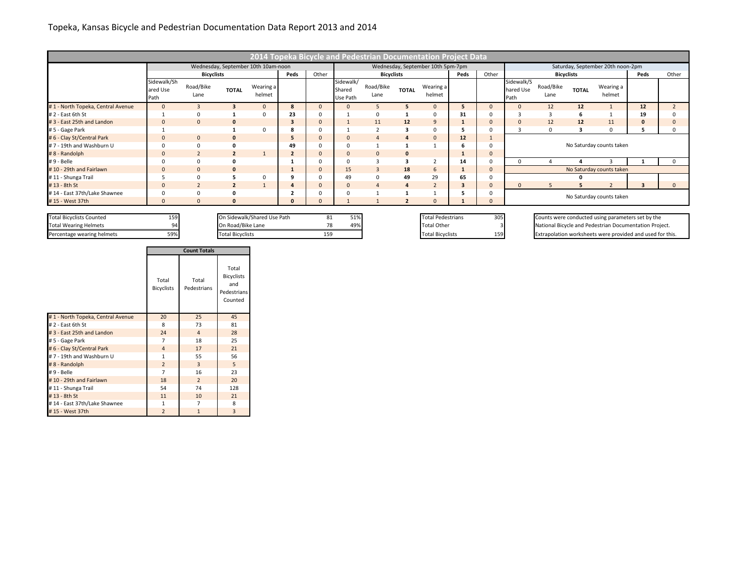Topeka, Kansas Bicycle and Pedestrian Documentation Data Report 2013 and 2014

## 2014 Topeka Bicycle and Pedestrian Documentation Project Data

| | Wednesday, September 10th 10am-noon | | | | | | Wednesday, September 10th 5pm-7pm | | | | | | Saturday, September 20th noon-2pm | | | | | |
|---|---|---|---|---|---|---|---|---|---|---|---|---|---|---|---|---|---|---|
| | Bicyclists | | | | Peds | Other | Bicyclists | | | | Peds | Other | Bicyclists | | | | Peds | Other |
| | Sidewalk/Shared Use Path | Road/Bike Lane | TOTAL | Wearing a helmet | | | Sidewalk/Shared Use Path | Road/Bike Lane | TOTAL | Wearing a helmet | | | Sidewalk/Shared Use Path | Road/Bike Lane | TOTAL | Wearing a helmet | | |
| # 1 - North Topeka, Central Avenue | 0 | 3 | 3 | 0 | 8 | 0 | 0 | 5 | 5 | 0 | 5 | 0 | 0 | 12 | 12 | 1 | 12 | 2 |
| # 2 - East 6th St | 1 | 0 | 1 | 0 | 23 | 0 | 1 | 0 | 1 | 0 | 31 | 0 | 3 | 3 | 6 | 1 | 19 | 0 |
| # 3 - East 25th and Landon | 0 | 0 | 0 | | 3 | 0 | 1 | 11 | 12 | 9 | 1 | 0 | 0 | 12 | 12 | 11 | 0 | 0 |
| # 5 - Gage Park | 1 | | 1 | 0 | 8 | 0 | 1 | 2 | 3 | 0 | 5 | 0 | 3 | 0 | 3 | 0 | 5 | 0 |
| # 6 - Clay St/Central Park | 0 | 0 | 0 | | 5 | 0 | 0 | 4 | 4 | 0 | 12 | 1 | No Saturday counts taken | | | | | |
| # 7 - 19th and Washburn U | 0 | 0 | 0 | | 49 | 0 | 0 | 1 | 1 | 1 | 6 | 0 | | | | | | |
| # 8 - Randolph | 0 | 2 | 2 | 1 | 2 | 0 | 0 | 0 | 0 | | 1 | 0 | | | | | | |
| # 9 - Belle | 0 | 0 | 0 | | 1 | 0 | 0 | 3 | 3 | 2 | 14 | 0 | 0 | 4 | 4 | 3 | 1 | 0 |
| # 10 - 29th and Fairlawn | 0 | 0 | 0 | | 1 | 0 | 15 | 3 | 18 | 6 | 1 | 0 | No Saturday counts taken | | | | | |
| # 11 - Shunga Trail | 5 | 0 | 5 | 0 | 9 | 0 | 49 | 0 | 49 | 29 | 65 | 0 | | | 0 | | | |
| # 13 - 8th St | 0 | 2 | 2 | 1 | 4 | 0 | 0 | 4 | 4 | 2 | 3 | 0 | 0 | 5 | 5 | 2 | 3 | 0 |
| # 14 - East 37th/Lake Shawnee | 0 | 0 | 0 | | 2 | 0 | 0 | 1 | 1 | 1 | 5 | 0 | No Saturday counts taken | | | | | |
| # 15 - West 37th | 0 | 0 | 0 | | 0 | 0 | 1 | 1 | 2 | 0 | 1 | 0 | | | | | | |

| | |
|---|---|
| Total Bicyclists Counted | 159 |
| Total Wearing Helmets | 94 |
| Percentage wearing helmets | 59% |

| | | |
|---|---|---|
| On Sidewalk/Shared Use Path | 81 | 51% |
| On Road/Bike Lane | 78 | 49% |
| Total Bicyclists | 159 | |

| | |
|---|---|
| Total Pedestrians | 305 |
| Total Other | 3 |
| Total Bicyclists | 159 |

Counts were conducted using parameters set by the National Bicycle and Pedestrian Documentation Project. Extrapolation worksheets were provided and used for this.

| | Count Totals | | |
|---|---|---|---|
| | Total Bicyclists | Total Pedestrians | Total Bicyclists and Pedestrians Counted |
| # 1 - North Topeka, Central Avenue | 20 | 25 | 45 |
| # 2 - East 6th St | 8 | 73 | 81 |
| # 3 - East 25th and Landon | 24 | 4 | 28 |
| # 5 - Gage Park | 7 | 18 | 25 |
| # 6 - Clay St/Central Park | 4 | 17 | 21 |
| # 7 - 19th and Washburn U | 1 | 55 | 56 |
| # 8 - Randolph | 2 | 3 | 5 |
| # 9 - Belle | 7 | 16 | 23 |
| # 10 - 29th and Fairlawn | 18 | 2 | 20 |
| # 11 - Shunga Trail | 54 | 74 | 128 |
| # 13 - 8th St | 11 | 10 | 21 |
| # 14 - East 37th/Lake Shawnee | 1 | 7 | 8 |
| # 15 - West 37th | 2 | 1 | 3 |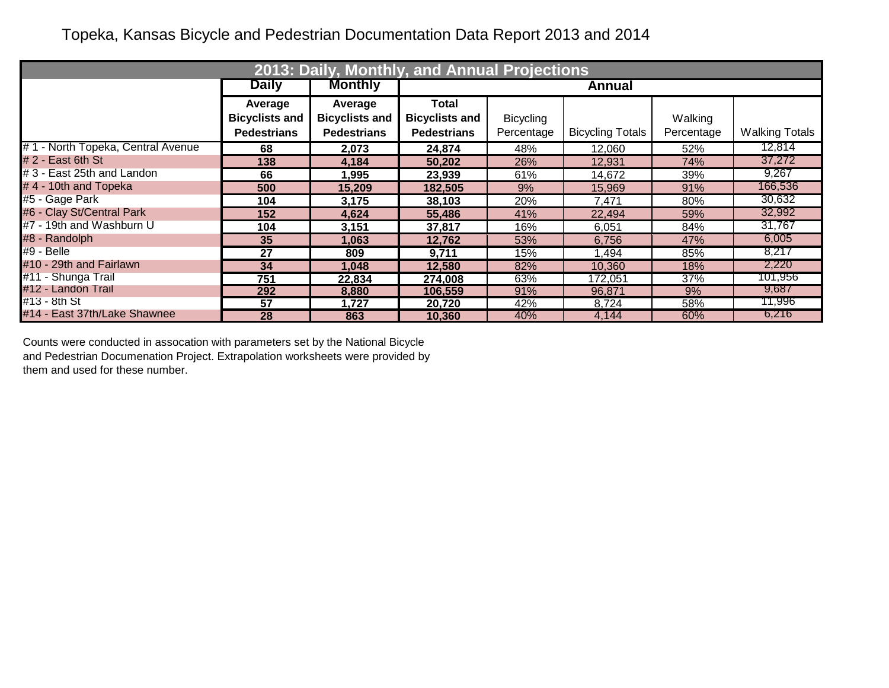Topeka, Kansas Bicycle and Pedestrian Documentation Data Report 2013 and 2014

| 2013: Daily, Monthly, and Annual Projections | | | | | | | |
|---|---|---|---|---|---|---|---|
| | Daily | Monthly | Annual | | | | |
| | Average Bicyclists and Pedestrians | Average Bicyclists and Pedestrians | Total Bicyclists and Pedestrians | Bicycling Percentage | Bicycling Totals | Walking Percentage | Walking Totals |
| # 1 - North Topeka, Central Avenue | 68 | 2,073 | 24,874 | 48% | 12,060 | 52% | 12,814 |
| # 2 - East 6th St | 138 | 4,184 | 50,202 | 26% | 12,931 | 74% | 37,272 |
| # 3 - East 25th and Landon | 66 | 1,995 | 23,939 | 61% | 14,672 | 39% | 9,267 |
| # 4 - 10th and Topeka | 500 | 15,209 | 182,505 | 9% | 15,969 | 91% | 166,536 |
| #5 - Gage Park | 104 | 3,175 | 38,103 | 20% | 7,471 | 80% | 30,632 |
| #6 - Clay St/Central Park | 152 | 4,624 | 55,486 | 41% | 22,494 | 59% | 32,992 |
| #7 - 19th and Washburn U | 104 | 3,151 | 37,817 | 16% | 6,051 | 84% | 31,767 |
| #8 - Randolph | 35 | 1,063 | 12,762 | 53% | 6,756 | 47% | 6,005 |
| #9 - Belle | 27 | 809 | 9,711 | 15% | 1,494 | 85% | 8,217 |
| #10 - 29th and Fairlawn | 34 | 1,048 | 12,580 | 82% | 10,360 | 18% | 2,220 |
| #11 - Shunga Trail | 751 | 22,834 | 274,008 | 63% | 172,051 | 37% | 101,956 |
| #12 - Landon Trail | 292 | 8,880 | 106,559 | 91% | 96,871 | 9% | 9,687 |
| #13 - 8th St | 57 | 1,727 | 20,720 | 42% | 8,724 | 58% | 11,996 |
| #14 - East 37th/Lake Shawnee | 28 | 863 | 10,360 | 40% | 4,144 | 60% | 6,216 |

Counts were conducted in assocation with parameters set by the National Bicycle and Pedestrian Documenation Project. Extrapolation worksheets were provided by them and used for these number.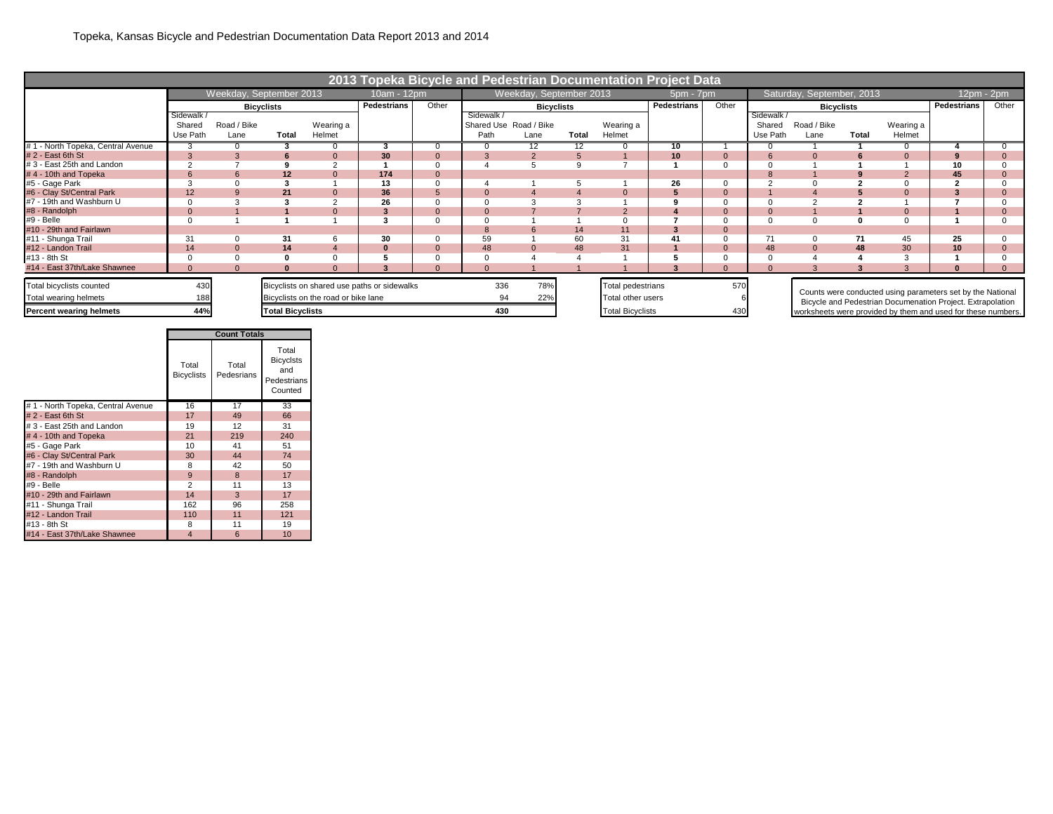Topeka, Kansas Bicycle and Pedestrian Documentation Data Report 2013 and 2014

## 2013 Topeka Bicycle and Pedestrian Documentation Project Data

| | Weekday, September 2013 | | | | 10am - 12pm | | Weekday, September 2013 | | | | 5pm - 7pm | | Saturday, September, 2013 | | | | 12pm - 2pm | |
|---|---|---|---|---|---|---|---|---|---|---|---|---|---|---|---|---|---|---|
| | Bicyclists | | | | Pedestrians | Other | Bicyclists | | | | Pedestrians | Other | Bicyclists | | | | Pedestrians | Other |
| | Sidewalk / Shared Use Path | Road / Bike Lane | Total | Wearing a Helmet | | | Sidewalk / Shared Use Path | Road / Bike Lane | Total | Wearing a Helmet | | | Sidewalk / Shared Use Path | Road / Bike Lane | Total | Wearing a Helmet | | |
| # 1 - North Topeka, Central Avenue | 3 | 0 | **3** | 0 | **3** | 0 | 0 | 12 | 12 | 0 | **10** | 1 | 0 | 1 | **1** | 0 | **4** | 0 |
| # 2 - East 6th St | 3 | 3 | **6** | 0 | **30** | 0 | 3 | 2 | 5 | 1 | **10** | 0 | 6 | 0 | **6** | 0 | **9** | 0 |
| # 3 - East 25th and Landon | 2 | 7 | **9** | 2 | **1** | 0 | 4 | 5 | 9 | 7 | **1** | 0 | 0 | 1 | **1** | 1 | **10** | 0 |
| # 4 - 10th and Topeka | 6 | 6 | **12** | 0 | **174** | 0 | | | | | | | 8 | 1 | **9** | 2 | **45** | 0 |
| #5 - Gage Park | 3 | 0 | **3** | 1 | **13** | 0 | 4 | 1 | 5 | 1 | **26** | 0 | 2 | 0 | **2** | 0 | **2** | 0 |
| #6 - Clay St/Central Park | 12 | 9 | **21** | 0 | **36** | 5 | 0 | 4 | 4 | 0 | **5** | 0 | 1 | 4 | **5** | 0 | **3** | 0 |
| #7 - 19th and Washburn U | 0 | 3 | **3** | 2 | **26** | 0 | 0 | 3 | 3 | 1 | **9** | 0 | 0 | 2 | **2** | 1 | **7** | 0 |
| #8 - Randolph | 0 | 1 | **1** | 0 | **3** | 0 | 0 | 7 | 7 | 2 | **4** | 0 | 0 | 1 | **1** | 0 | **1** | 0 |
| #9 - Belle | 0 | 1 | **1** | 1 | **3** | 0 | 0 | 1 | 1 | 0 | **7** | 0 | 0 | 0 | **0** | 0 | **1** | 0 |
| #10 - 29th and Fairlawn | | | | | | | 8 | 6 | 14 | 11 | **3** | 0 | | | | | | |
| #11 - Shunga Trail | 31 | 0 | **31** | 6 | **30** | 0 | 59 | 1 | 60 | 31 | **41** | 0 | 71 | 0 | **71** | 45 | **25** | 0 |
| #12 - Landon Trail | 14 | 0 | **14** | 4 | **0** | 0 | 48 | 0 | 48 | 31 | **1** | 0 | 48 | 0 | **48** | 30 | **10** | 0 |
| #13 - 8th St | 0 | 0 | **0** | 0 | **5** | 0 | 0 | 4 | 4 | 1 | **5** | 0 | 0 | 4 | **4** | 3 | **1** | 0 |
| #14 - East 37th/Lake Shawnee | 0 | 0 | **0** | 0 | **3** | 0 | 0 | 1 | 1 | 1 | **3** | 0 | 0 | 3 | **3** | 3 | **0** | 0 |

| | |
|---|---|
| Total bicyclists counted | 430 |
| Total wearing helmets | 188 |
| **Percent wearing helmets** | **44%** |

| | | |
|---|---|---|
| Bicyclists on shared use paths or sidewalks | 336 | 78% |
| Bicyclists on the road or bike lane | 94 | 22% |
| **Total Bicyclists** | **430** | |

| | |
|---|---|
| Total pedestrians | 570 |
| Total other users | 6 |
| Total Bicyclists | 430 |

Counts were conducted using parameters set by the National Bicycle and Pedestrian Documenation Project. Extrapolation worksheets were provided by them and used for these numbers.

| | Count Totals | | |
|---|---|---|---|
| | Total Bicyclists | Total Pedesrians | Total Bicyclsts and Pedestrians Counted |
| # 1 - North Topeka, Central Avenue | 16 | 17 | 33 |
| # 2 - East 6th St | 17 | 49 | 66 |
| # 3 - East 25th and Landon | 19 | 12 | 31 |
| # 4 - 10th and Topeka | 21 | 219 | 240 |
| #5 - Gage Park | 10 | 41 | 51 |
| #6 - Clay St/Central Park | 30 | 44 | 74 |
| #7 - 19th and Washburn U | 8 | 42 | 50 |
| #8 - Randolph | 9 | 8 | 17 |
| #9 - Belle | 2 | 11 | 13 |
| #10 - 29th and Fairlawn | 14 | 3 | 17 |
| #11 - Shunga Trail | 162 | 96 | 258 |
| #12 - Landon Trail | 110 | 11 | 121 |
| #13 - 8th St | 8 | 11 | 19 |
| #14 - East 37th/Lake Shawnee | 4 | 6 | 10 |